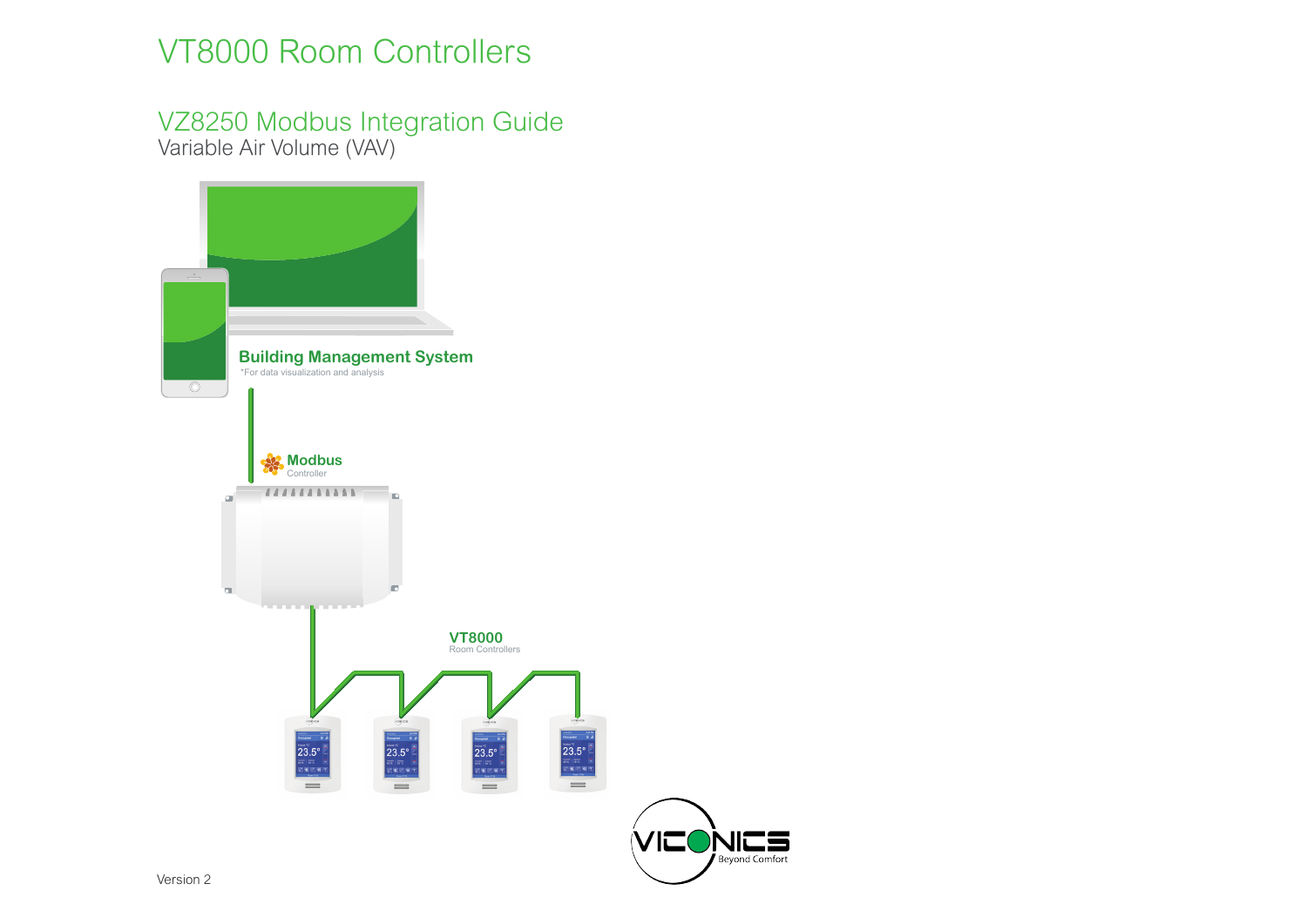# VT8000 Room Controllers

## VZ8250 Modbus Integration Guide

Variable Air Volume (VAV)

**Building Management System**

*For data visualization and analysis

**Modbus**
Controller

**VT8000**
Room Controllers

Beyond Comfort

Version 2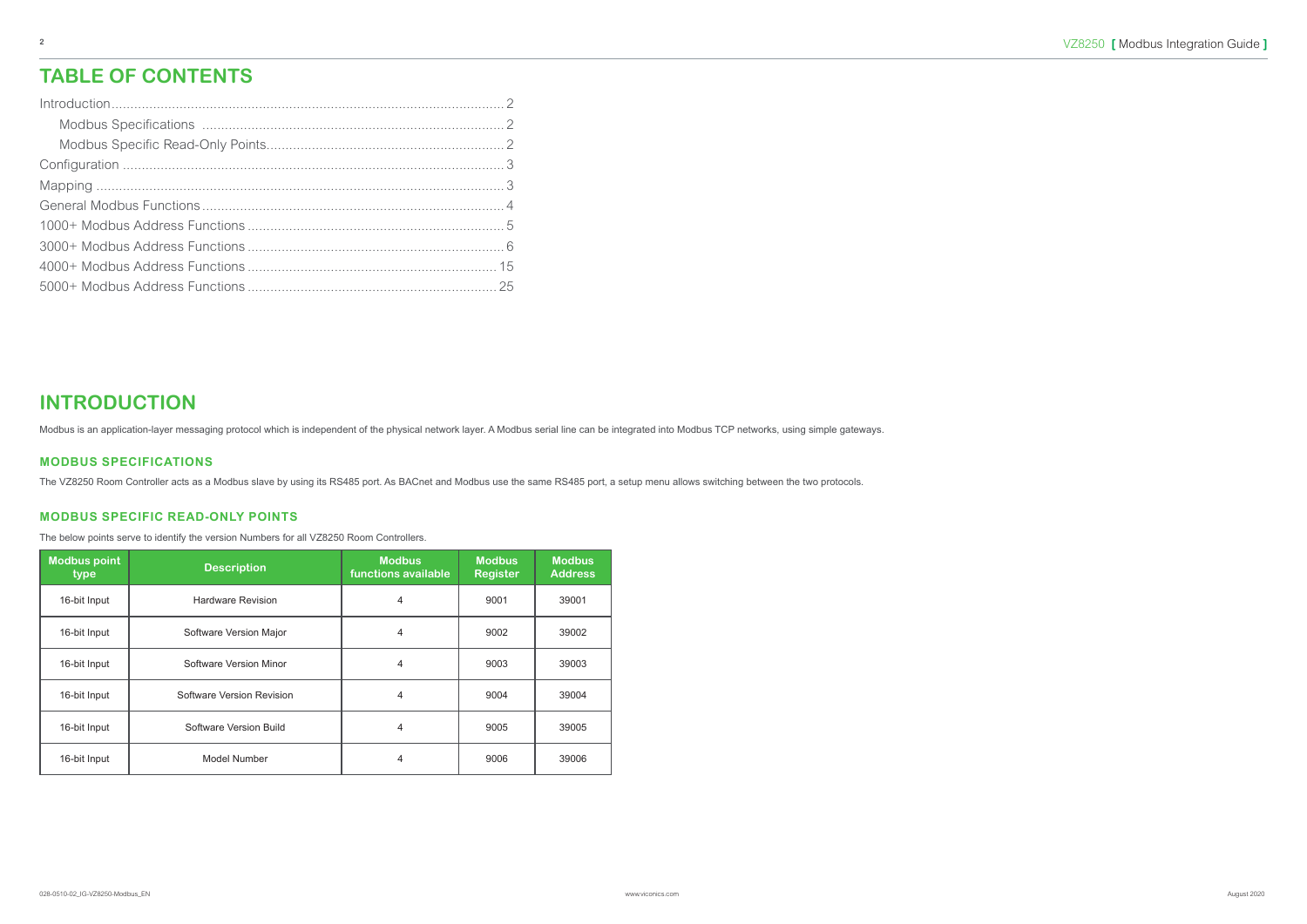# TABLE OF CONTENTS

Introduction ........ 2
- Modbus Specifications ........ 2
- Modbus Specific Read-Only Points ........ 2

Configuration ........ 3
Mapping ........ 3
General Modbus Functions ........ 4
1000+ Modbus Address Functions ........ 5
3000+ Modbus Address Functions ........ 6
4000+ Modbus Address Functions ........ 15
5000+ Modbus Address Functions ........ 25

# INTRODUCTION

Modbus is an application-layer messaging protocol which is independent of the physical network layer. A Modbus serial line can be integrated into Modbus TCP networks, using simple gateways.

## MODBUS SPECIFICATIONS

The VZ8250 Room Controller acts as a Modbus slave by using its RS485 port. As BACnet and Modbus use the same RS485 port, a setup menu allows switching between the two protocols.

## MODBUS SPECIFIC READ-ONLY POINTS

The below points serve to identify the version Numbers for all VZ8250 Room Controllers.

| Modbus point type | Description | Modbus functions available | Modbus Register | Modbus Address |
|---|---|---|---|---|
| 16-bit Input | Hardware Revision | 4 | 9001 | 39001 |
| 16-bit Input | Software Version Major | 4 | 9002 | 39002 |
| 16-bit Input | Software Version Minor | 4 | 9003 | 39003 |
| 16-bit Input | Software Version Revision | 4 | 9004 | 39004 |
| 16-bit Input | Software Version Build | 4 | 9005 | 39005 |
| 16-bit Input | Model Number | 4 | 9006 | 39006 |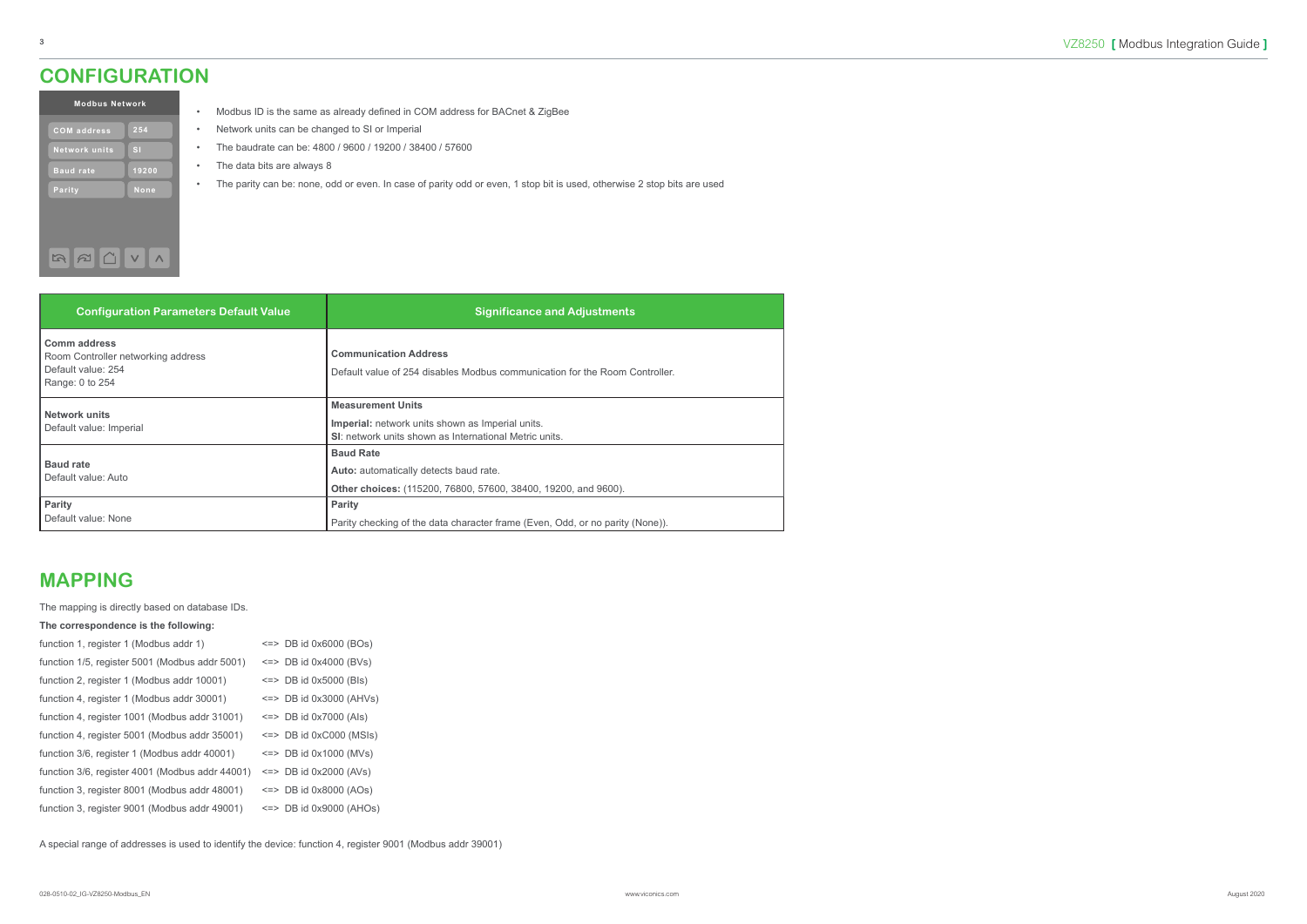# CONFIGURATION

**Modbus Network**

| | |
|---|---|
| COM address | 254 |
| Network units | SI |
| Baud rate | 19200 |
| Parity | None |

- Modbus ID is the same as already defined in COM address for BACnet & ZigBee
- Network units can be changed to SI or Imperial
- The baudrate can be: 4800 / 9600 / 19200 / 38400 / 57600
- The data bits are always 8
- The parity can be: none, odd or even. In case of parity odd or even, 1 stop bit is used, otherwise 2 stop bits are used

| Configuration Parameters Default Value | Significance and Adjustments |
|---|---|
| **Comm address**<br>Room Controller networking address<br>Default value: 254<br>Range: 0 to 254 | **Communication Address**<br>Default value of 254 disables Modbus communication for the Room Controller. |
| **Network units**<br>Default value: Imperial | **Measurement Units**<br>**Imperial:** network units shown as Imperial units.<br>**SI**: network units shown as International Metric units. |
| **Baud rate**<br>Default value: Auto | **Baud Rate**<br>**Auto:** automatically detects baud rate.<br>**Other choices:** (115200, 76800, 57600, 38400, 19200, and 9600). |
| **Parity**<br>Default value: None | **Parity**<br>Parity checking of the data character frame (Even, Odd, or no parity (None)). |

# MAPPING

The mapping is directly based on database IDs.

**The correspondence is the following:**

| | |
|---|---|
| function 1, register 1 (Modbus addr 1) | <=> DB id 0x6000 (BOs) |
| function 1/5, register 5001 (Modbus addr 5001) | <=> DB id 0x4000 (BVs) |
| function 2, register 1 (Modbus addr 10001) | <=> DB id 0x5000 (BIs) |
| function 4, register 1 (Modbus addr 30001) | <=> DB id 0x3000 (AHVs) |
| function 4, register 1001 (Modbus addr 31001) | <=> DB id 0x7000 (AIs) |
| function 4, register 5001 (Modbus addr 35001) | <=> DB id 0xC000 (MSIs) |
| function 3/6, register 1 (Modbus addr 40001) | <=> DB id 0x1000 (MVs) |
| function 3/6, register 4001 (Modbus addr 44001) | <=> DB id 0x2000 (AVs) |
| function 3, register 8001 (Modbus addr 48001) | <=> DB id 0x8000 (AOs) |
| function 3, register 9001 (Modbus addr 49001) | <=> DB id 0x9000 (AHOs) |

A special range of addresses is used to identify the device: function 4, register 9001 (Modbus addr 39001)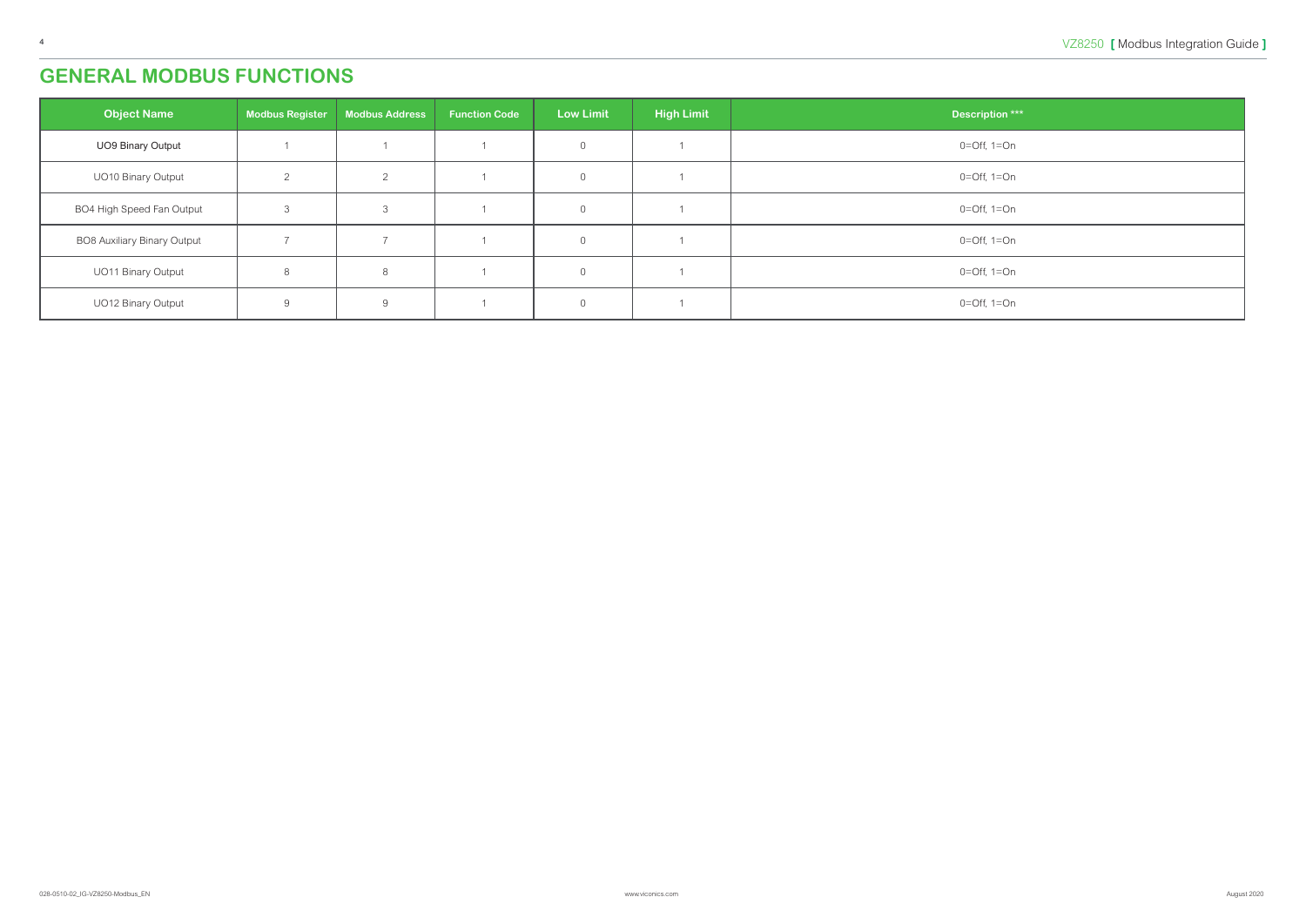# GENERAL MODBUS FUNCTIONS

| Object Name | Modbus Register | Modbus Address | Function Code | Low Limit | High Limit | Description *** |
|---|---|---|---|---|---|---|
| UO9 Binary Output | 1 | 1 | 1 | 0 | 1 | 0=Off, 1=On |
| UO10 Binary Output | 2 | 2 | 1 | 0 | 1 | 0=Off, 1=On |
| BO4 High Speed Fan Output | 3 | 3 | 1 | 0 | 1 | 0=Off, 1=On |
| BO8 Auxiliary Binary Output | 7 | 7 | 1 | 0 | 1 | 0=Off, 1=On |
| UO11 Binary Output | 8 | 8 | 1 | 0 | 1 | 0=Off, 1=On |
| UO12 Binary Output | 9 | 9 | 1 | 0 | 1 | 0=Off, 1=On |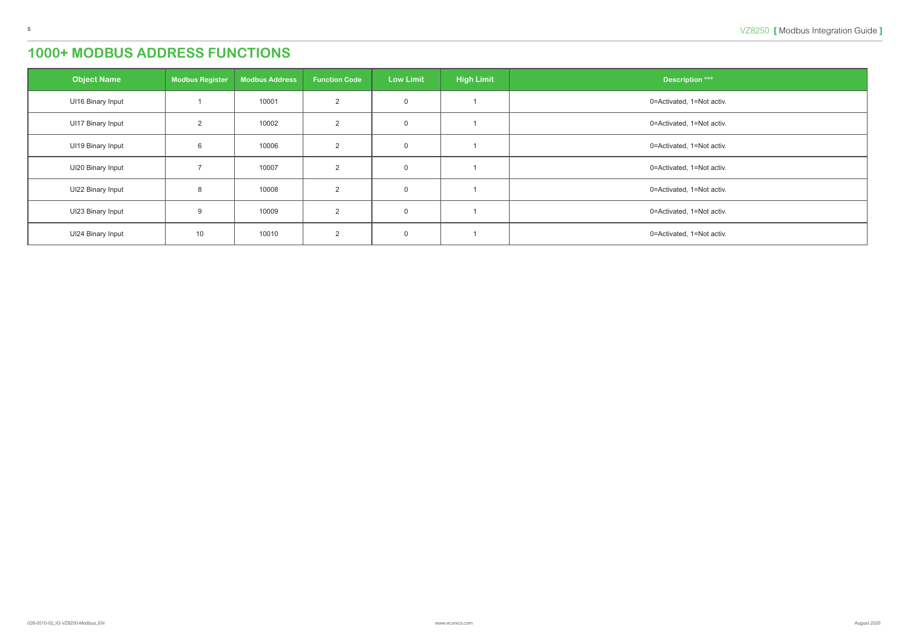# 1000+ MODBUS ADDRESS FUNCTIONS

| Object Name | Modbus Register | Modbus Address | Function Code | Low Limit | High Limit | Description *** |
|---|---|---|---|---|---|---|
| UI16 Binary Input | 1 | 10001 | 2 | 0 | 1 | 0=Activated, 1=Not activ. |
| UI17 Binary Input | 2 | 10002 | 2 | 0 | 1 | 0=Activated, 1=Not activ. |
| UI19 Binary Input | 6 | 10006 | 2 | 0 | 1 | 0=Activated, 1=Not activ. |
| UI20 Binary Input | 7 | 10007 | 2 | 0 | 1 | 0=Activated, 1=Not activ. |
| UI22 Binary Input | 8 | 10008 | 2 | 0 | 1 | 0=Activated, 1=Not activ. |
| UI23 Binary Input | 9 | 10009 | 2 | 0 | 1 | 0=Activated, 1=Not activ. |
| UI24 Binary Input | 10 | 10010 | 2 | 0 | 1 | 0=Activated, 1=Not activ. |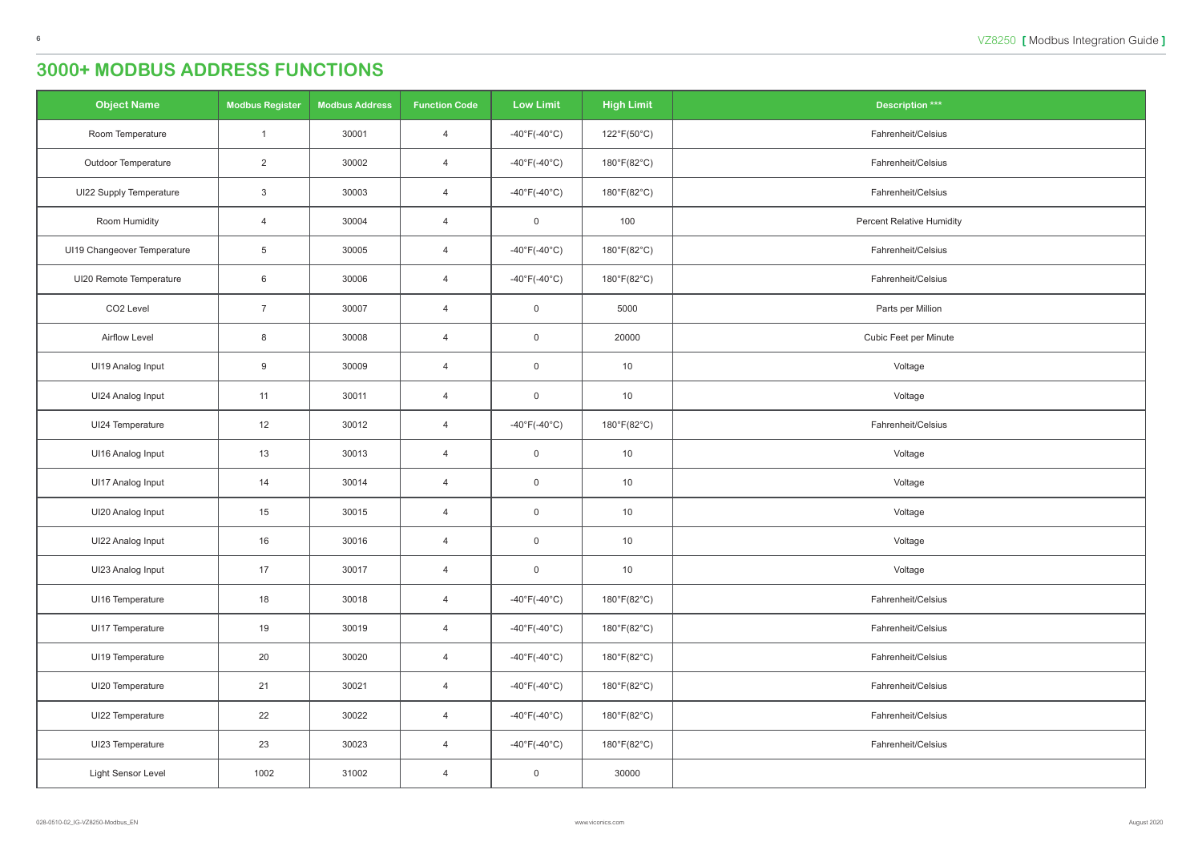# 3000+ MODBUS ADDRESS FUNCTIONS

| Object Name | Modbus Register | Modbus Address | Function Code | Low Limit | High Limit | Description *** |
|---|---|---|---|---|---|---|
| Room Temperature | 1 | 30001 | 4 | -40°F(-40°C) | 122°F(50°C) | Fahrenheit/Celsius |
| Outdoor Temperature | 2 | 30002 | 4 | -40°F(-40°C) | 180°F(82°C) | Fahrenheit/Celsius |
| UI22 Supply Temperature | 3 | 30003 | 4 | -40°F(-40°C) | 180°F(82°C) | Fahrenheit/Celsius |
| Room Humidity | 4 | 30004 | 4 | 0 | 100 | Percent Relative Humidity |
| UI19 Changeover Temperature | 5 | 30005 | 4 | -40°F(-40°C) | 180°F(82°C) | Fahrenheit/Celsius |
| UI20 Remote Temperature | 6 | 30006 | 4 | -40°F(-40°C) | 180°F(82°C) | Fahrenheit/Celsius |
| CO2 Level | 7 | 30007 | 4 | 0 | 5000 | Parts per Million |
| Airflow Level | 8 | 30008 | 4 | 0 | 20000 | Cubic Feet per Minute |
| UI19 Analog Input | 9 | 30009 | 4 | 0 | 10 | Voltage |
| UI24 Analog Input | 11 | 30011 | 4 | 0 | 10 | Voltage |
| UI24 Temperature | 12 | 30012 | 4 | -40°F(-40°C) | 180°F(82°C) | Fahrenheit/Celsius |
| UI16 Analog Input | 13 | 30013 | 4 | 0 | 10 | Voltage |
| UI17 Analog Input | 14 | 30014 | 4 | 0 | 10 | Voltage |
| UI20 Analog Input | 15 | 30015 | 4 | 0 | 10 | Voltage |
| UI22 Analog Input | 16 | 30016 | 4 | 0 | 10 | Voltage |
| UI23 Analog Input | 17 | 30017 | 4 | 0 | 10 | Voltage |
| UI16 Temperature | 18 | 30018 | 4 | -40°F(-40°C) | 180°F(82°C) | Fahrenheit/Celsius |
| UI17 Temperature | 19 | 30019 | 4 | -40°F(-40°C) | 180°F(82°C) | Fahrenheit/Celsius |
| UI19 Temperature | 20 | 30020 | 4 | -40°F(-40°C) | 180°F(82°C) | Fahrenheit/Celsius |
| UI20 Temperature | 21 | 30021 | 4 | -40°F(-40°C) | 180°F(82°C) | Fahrenheit/Celsius |
| UI22 Temperature | 22 | 30022 | 4 | -40°F(-40°C) | 180°F(82°C) | Fahrenheit/Celsius |
| UI23 Temperature | 23 | 30023 | 4 | -40°F(-40°C) | 180°F(82°C) | Fahrenheit/Celsius |
| Light Sensor Level | 1002 | 31002 | 4 | 0 | 30000 | |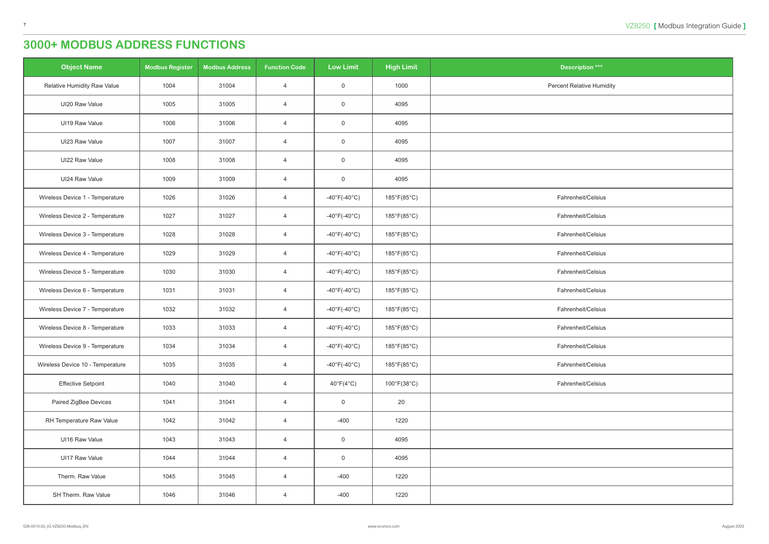# 3000+ MODBUS ADDRESS FUNCTIONS

| Object Name | Modbus Register | Modbus Address | Function Code | Low Limit | High Limit | Description *** |
|---|---|---|---|---|---|---|
| Relative Humidity Raw Value | 1004 | 31004 | 4 | 0 | 1000 | Percent Relative Humidity |
| UI20 Raw Value | 1005 | 31005 | 4 | 0 | 4095 | |
| UI19 Raw Value | 1006 | 31006 | 4 | 0 | 4095 | |
| UI23 Raw Value | 1007 | 31007 | 4 | 0 | 4095 | |
| UI22 Raw Value | 1008 | 31008 | 4 | 0 | 4095 | |
| UI24 Raw Value | 1009 | 31009 | 4 | 0 | 4095 | |
| Wireless Device 1 - Temperature | 1026 | 31026 | 4 | -40°F(-40°C) | 185°F(85°C) | Fahrenheit/Celsius |
| Wireless Device 2 - Temperature | 1027 | 31027 | 4 | -40°F(-40°C) | 185°F(85°C) | Fahrenheit/Celsius |
| Wireless Device 3 - Temperature | 1028 | 31028 | 4 | -40°F(-40°C) | 185°F(85°C) | Fahrenheit/Celsius |
| Wireless Device 4 - Temperature | 1029 | 31029 | 4 | -40°F(-40°C) | 185°F(85°C) | Fahrenheit/Celsius |
| Wireless Device 5 - Temperature | 1030 | 31030 | 4 | -40°F(-40°C) | 185°F(85°C) | Fahrenheit/Celsius |
| Wireless Device 6 - Temperature | 1031 | 31031 | 4 | -40°F(-40°C) | 185°F(85°C) | Fahrenheit/Celsius |
| Wireless Device 7 - Temperature | 1032 | 31032 | 4 | -40°F(-40°C) | 185°F(85°C) | Fahrenheit/Celsius |
| Wireless Device 8 - Temperature | 1033 | 31033 | 4 | -40°F(-40°C) | 185°F(85°C) | Fahrenheit/Celsius |
| Wireless Device 9 - Temperature | 1034 | 31034 | 4 | -40°F(-40°C) | 185°F(85°C) | Fahrenheit/Celsius |
| Wireless Device 10 - Temperature | 1035 | 31035 | 4 | -40°F(-40°C) | 185°F(85°C) | Fahrenheit/Celsius |
| Effective Setpoint | 1040 | 31040 | 4 | 40°F(4°C) | 100°F(38°C) | Fahrenheit/Celsius |
| Paired ZigBee Devices | 1041 | 31041 | 4 | 0 | 20 | |
| RH Temperature Raw Value | 1042 | 31042 | 4 | -400 | 1220 | |
| UI16 Raw Value | 1043 | 31043 | 4 | 0 | 4095 | |
| UI17 Raw Value | 1044 | 31044 | 4 | 0 | 4095 | |
| Therm. Raw Value | 1045 | 31045 | 4 | -400 | 1220 | |
| SH Therm. Raw Value | 1046 | 31046 | 4 | -400 | 1220 | |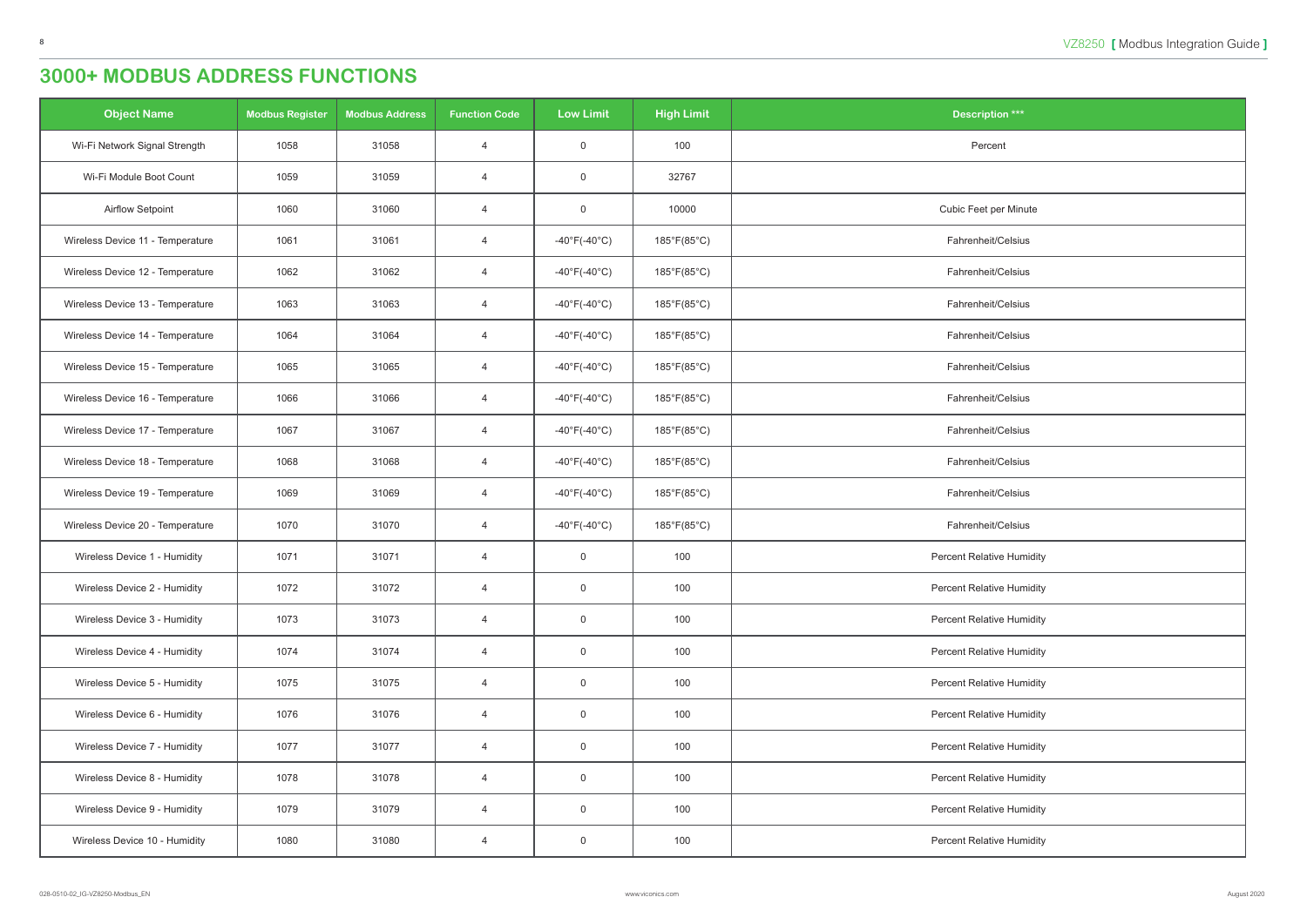# 3000+ MODBUS ADDRESS FUNCTIONS

| Object Name | Modbus Register | Modbus Address | Function Code | Low Limit | High Limit | Description *** |
|---|---|---|---|---|---|---|
| Wi-Fi Network Signal Strength | 1058 | 31058 | 4 | 0 | 100 | Percent |
| Wi-Fi Module Boot Count | 1059 | 31059 | 4 | 0 | 32767 | |
| Airflow Setpoint | 1060 | 31060 | 4 | 0 | 10000 | Cubic Feet per Minute |
| Wireless Device 11 - Temperature | 1061 | 31061 | 4 | -40°F(-40°C) | 185°F(85°C) | Fahrenheit/Celsius |
| Wireless Device 12 - Temperature | 1062 | 31062 | 4 | -40°F(-40°C) | 185°F(85°C) | Fahrenheit/Celsius |
| Wireless Device 13 - Temperature | 1063 | 31063 | 4 | -40°F(-40°C) | 185°F(85°C) | Fahrenheit/Celsius |
| Wireless Device 14 - Temperature | 1064 | 31064 | 4 | -40°F(-40°C) | 185°F(85°C) | Fahrenheit/Celsius |
| Wireless Device 15 - Temperature | 1065 | 31065 | 4 | -40°F(-40°C) | 185°F(85°C) | Fahrenheit/Celsius |
| Wireless Device 16 - Temperature | 1066 | 31066 | 4 | -40°F(-40°C) | 185°F(85°C) | Fahrenheit/Celsius |
| Wireless Device 17 - Temperature | 1067 | 31067 | 4 | -40°F(-40°C) | 185°F(85°C) | Fahrenheit/Celsius |
| Wireless Device 18 - Temperature | 1068 | 31068 | 4 | -40°F(-40°C) | 185°F(85°C) | Fahrenheit/Celsius |
| Wireless Device 19 - Temperature | 1069 | 31069 | 4 | -40°F(-40°C) | 185°F(85°C) | Fahrenheit/Celsius |
| Wireless Device 20 - Temperature | 1070 | 31070 | 4 | -40°F(-40°C) | 185°F(85°C) | Fahrenheit/Celsius |
| Wireless Device 1 - Humidity | 1071 | 31071 | 4 | 0 | 100 | Percent Relative Humidity |
| Wireless Device 2 - Humidity | 1072 | 31072 | 4 | 0 | 100 | Percent Relative Humidity |
| Wireless Device 3 - Humidity | 1073 | 31073 | 4 | 0 | 100 | Percent Relative Humidity |
| Wireless Device 4 - Humidity | 1074 | 31074 | 4 | 0 | 100 | Percent Relative Humidity |
| Wireless Device 5 - Humidity | 1075 | 31075 | 4 | 0 | 100 | Percent Relative Humidity |
| Wireless Device 6 - Humidity | 1076 | 31076 | 4 | 0 | 100 | Percent Relative Humidity |
| Wireless Device 7 - Humidity | 1077 | 31077 | 4 | 0 | 100 | Percent Relative Humidity |
| Wireless Device 8 - Humidity | 1078 | 31078 | 4 | 0 | 100 | Percent Relative Humidity |
| Wireless Device 9 - Humidity | 1079 | 31079 | 4 | 0 | 100 | Percent Relative Humidity |
| Wireless Device 10 - Humidity | 1080 | 31080 | 4 | 0 | 100 | Percent Relative Humidity |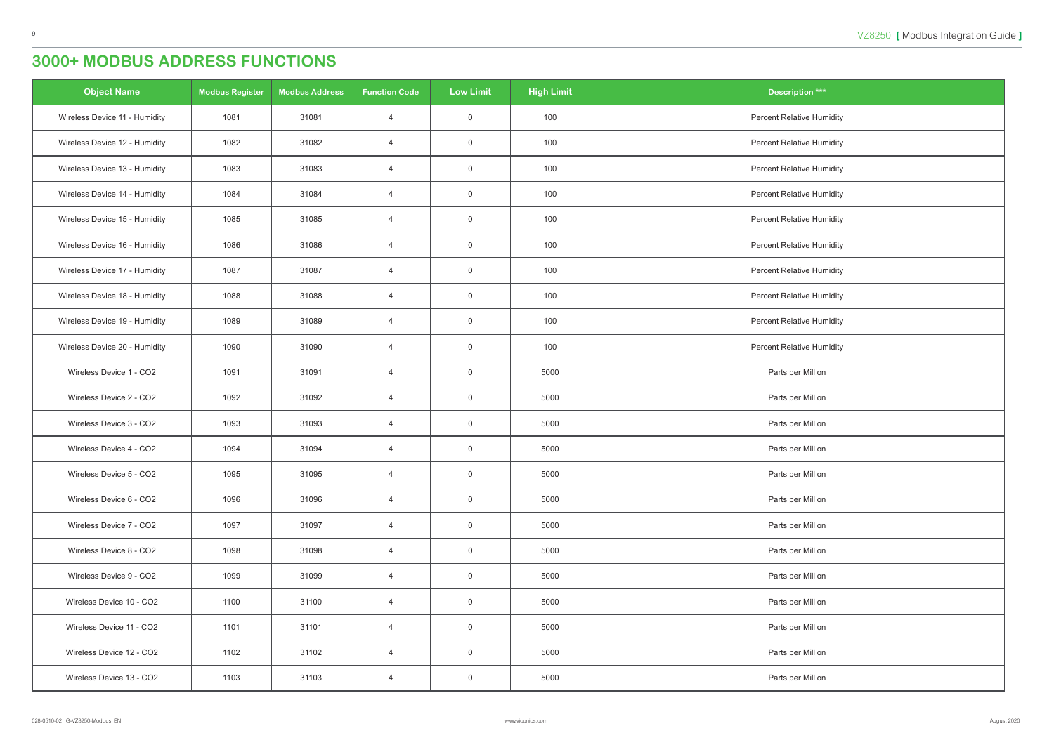# 3000+ MODBUS ADDRESS FUNCTIONS

| Object Name | Modbus Register | Modbus Address | Function Code | Low Limit | High Limit | Description *** |
|---|---|---|---|---|---|---|
| Wireless Device 11 - Humidity | 1081 | 31081 | 4 | 0 | 100 | Percent Relative Humidity |
| Wireless Device 12 - Humidity | 1082 | 31082 | 4 | 0 | 100 | Percent Relative Humidity |
| Wireless Device 13 - Humidity | 1083 | 31083 | 4 | 0 | 100 | Percent Relative Humidity |
| Wireless Device 14 - Humidity | 1084 | 31084 | 4 | 0 | 100 | Percent Relative Humidity |
| Wireless Device 15 - Humidity | 1085 | 31085 | 4 | 0 | 100 | Percent Relative Humidity |
| Wireless Device 16 - Humidity | 1086 | 31086 | 4 | 0 | 100 | Percent Relative Humidity |
| Wireless Device 17 - Humidity | 1087 | 31087 | 4 | 0 | 100 | Percent Relative Humidity |
| Wireless Device 18 - Humidity | 1088 | 31088 | 4 | 0 | 100 | Percent Relative Humidity |
| Wireless Device 19 - Humidity | 1089 | 31089 | 4 | 0 | 100 | Percent Relative Humidity |
| Wireless Device 20 - Humidity | 1090 | 31090 | 4 | 0 | 100 | Percent Relative Humidity |
| Wireless Device 1 - CO2 | 1091 | 31091 | 4 | 0 | 5000 | Parts per Million |
| Wireless Device 2 - CO2 | 1092 | 31092 | 4 | 0 | 5000 | Parts per Million |
| Wireless Device 3 - CO2 | 1093 | 31093 | 4 | 0 | 5000 | Parts per Million |
| Wireless Device 4 - CO2 | 1094 | 31094 | 4 | 0 | 5000 | Parts per Million |
| Wireless Device 5 - CO2 | 1095 | 31095 | 4 | 0 | 5000 | Parts per Million |
| Wireless Device 6 - CO2 | 1096 | 31096 | 4 | 0 | 5000 | Parts per Million |
| Wireless Device 7 - CO2 | 1097 | 31097 | 4 | 0 | 5000 | Parts per Million |
| Wireless Device 8 - CO2 | 1098 | 31098 | 4 | 0 | 5000 | Parts per Million |
| Wireless Device 9 - CO2 | 1099 | 31099 | 4 | 0 | 5000 | Parts per Million |
| Wireless Device 10 - CO2 | 1100 | 31100 | 4 | 0 | 5000 | Parts per Million |
| Wireless Device 11 - CO2 | 1101 | 31101 | 4 | 0 | 5000 | Parts per Million |
| Wireless Device 12 - CO2 | 1102 | 31102 | 4 | 0 | 5000 | Parts per Million |
| Wireless Device 13 - CO2 | 1103 | 31103 | 4 | 0 | 5000 | Parts per Million |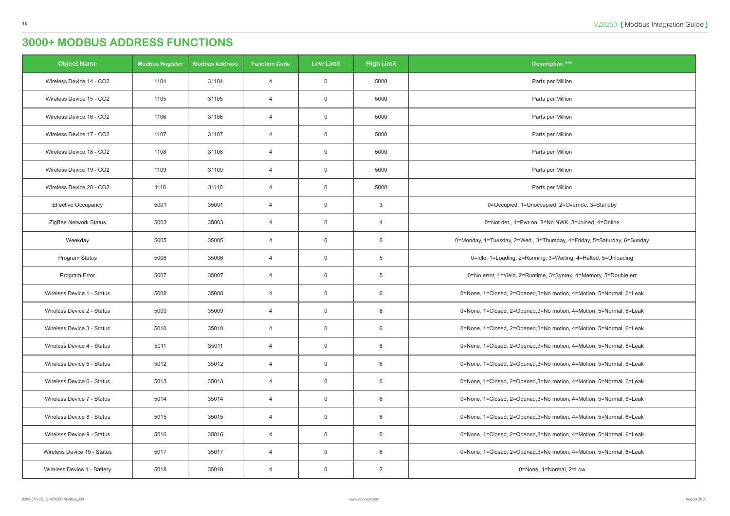# 3000+ MODBUS ADDRESS FUNCTIONS

| Object Name | Modbus Register | Modbus Address | Function Code | Low Limit | High Limit | Description *** |
|---|---|---|---|---|---|---|
| Wireless Device 14 - CO2 | 1104 | 31104 | 4 | 0 | 5000 | Parts per Million |
| Wireless Device 15 - CO2 | 1105 | 31105 | 4 | 0 | 5000 | Parts per Million |
| Wireless Device 16 - CO2 | 1106 | 31106 | 4 | 0 | 5000 | Parts per Million |
| Wireless Device 17 - CO2 | 1107 | 31107 | 4 | 0 | 5000 | Parts per Million |
| Wireless Device 18 - CO2 | 1108 | 31108 | 4 | 0 | 5000 | Parts per Million |
| Wireless Device 19 - CO2 | 1109 | 31109 | 4 | 0 | 5000 | Parts per Million |
| Wireless Device 20 - CO2 | 1110 | 31110 | 4 | 0 | 5000 | Parts per Million |
| Effective Occupancy | 5001 | 35001 | 4 | 0 | 3 | 0=Occupied, 1=Unoccupied, 2=Override, 3=Standby |
| ZigBee Network Status | 5003 | 35003 | 4 | 0 | 4 | 0=Not det., 1=Pwr on, 2=No NWK, 3=Joined, 4=Online |
| Weekday | 5005 | 35005 | 4 | 0 | 6 | 0=Monday, 1=Tuesday, 2=Wed., 3=Thursday, 4=Friday, 5=Saturday, 6=Sunday |
| Program Status | 5006 | 35006 | 4 | 0 | 5 | 0=Idle, 1=Loading, 2=Running, 3=Waiting, 4=Halted, 5=Unloading |
| Program Error | 5007 | 35007 | 4 | 0 | 5 | 0=No error, 1=Yield, 2=Runtime, 3=Syntax, 4=Memory, 5=Double err |
| Wireless Device 1 - Status | 5008 | 35008 | 4 | 0 | 6 | 0=None, 1=Closed, 2=Opened,3=No motion, 4=Motion, 5=Normal, 6=Leak |
| Wireless Device 2 - Status | 5009 | 35009 | 4 | 0 | 6 | 0=None, 1=Closed, 2=Opened,3=No motion, 4=Motion, 5=Normal, 6=Leak |
| Wireless Device 3 - Status | 5010 | 35010 | 4 | 0 | 6 | 0=None, 1=Closed, 2=Opened,3=No motion, 4=Motion, 5=Normal, 6=Leak |
| Wireless Device 4 - Status | 5011 | 35011 | 4 | 0 | 6 | 0=None, 1=Closed, 2=Opened,3=No motion, 4=Motion, 5=Normal, 6=Leak |
| Wireless Device 5 - Status | 5012 | 35012 | 4 | 0 | 6 | 0=None, 1=Closed, 2=Opened,3=No motion, 4=Motion, 5=Normal, 6=Leak |
| Wireless Device 6 - Status | 5013 | 35013 | 4 | 0 | 6 | 0=None, 1=Closed, 2=Opened,3=No motion, 4=Motion, 5=Normal, 6=Leak |
| Wireless Device 7 - Status | 5014 | 35014 | 4 | 0 | 6 | 0=None, 1=Closed, 2=Opened,3=No motion, 4=Motion, 5=Normal, 6=Leak |
| Wireless Device 8 - Status | 5015 | 35015 | 4 | 0 | 6 | 0=None, 1=Closed, 2=Opened,3=No motion, 4=Motion, 5=Normal, 6=Leak |
| Wireless Device 9 - Status | 5016 | 35016 | 4 | 0 | 6 | 0=None, 1=Closed, 2=Opened,3=No motion, 4=Motion, 5=Normal, 6=Leak |
| Wireless Device 10 - Status | 5017 | 35017 | 4 | 0 | 6 | 0=None, 1=Closed, 2=Opened,3=No motion, 4=Motion, 5=Normal, 6=Leak |
| Wireless Device 1 - Battery | 5018 | 35018 | 4 | 0 | 2 | 0=None, 1=Normal, 2=Low |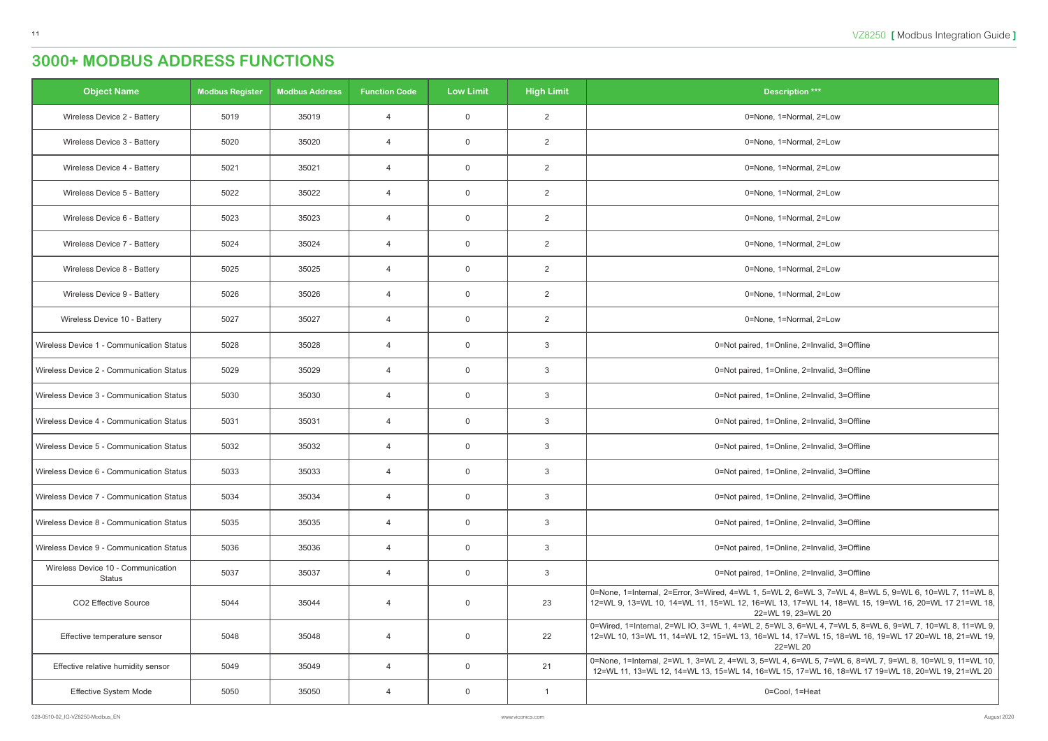# 3000+ MODBUS ADDRESS FUNCTIONS

| Object Name | Modbus Register | Modbus Address | Function Code | Low Limit | High Limit | Description *** |
|---|---|---|---|---|---|---|
| Wireless Device 2 - Battery | 5019 | 35019 | 4 | 0 | 2 | 0=None, 1=Normal, 2=Low |
| Wireless Device 3 - Battery | 5020 | 35020 | 4 | 0 | 2 | 0=None, 1=Normal, 2=Low |
| Wireless Device 4 - Battery | 5021 | 35021 | 4 | 0 | 2 | 0=None, 1=Normal, 2=Low |
| Wireless Device 5 - Battery | 5022 | 35022 | 4 | 0 | 2 | 0=None, 1=Normal, 2=Low |
| Wireless Device 6 - Battery | 5023 | 35023 | 4 | 0 | 2 | 0=None, 1=Normal, 2=Low |
| Wireless Device 7 - Battery | 5024 | 35024 | 4 | 0 | 2 | 0=None, 1=Normal, 2=Low |
| Wireless Device 8 - Battery | 5025 | 35025 | 4 | 0 | 2 | 0=None, 1=Normal, 2=Low |
| Wireless Device 9 - Battery | 5026 | 35026 | 4 | 0 | 2 | 0=None, 1=Normal, 2=Low |
| Wireless Device 10 - Battery | 5027 | 35027 | 4 | 0 | 2 | 0=None, 1=Normal, 2=Low |
| Wireless Device 1 - Communication Status | 5028 | 35028 | 4 | 0 | 3 | 0=Not paired, 1=Online, 2=Invalid, 3=Offline |
| Wireless Device 2 - Communication Status | 5029 | 35029 | 4 | 0 | 3 | 0=Not paired, 1=Online, 2=Invalid, 3=Offline |
| Wireless Device 3 - Communication Status | 5030 | 35030 | 4 | 0 | 3 | 0=Not paired, 1=Online, 2=Invalid, 3=Offline |
| Wireless Device 4 - Communication Status | 5031 | 35031 | 4 | 0 | 3 | 0=Not paired, 1=Online, 2=Invalid, 3=Offline |
| Wireless Device 5 - Communication Status | 5032 | 35032 | 4 | 0 | 3 | 0=Not paired, 1=Online, 2=Invalid, 3=Offline |
| Wireless Device 6 - Communication Status | 5033 | 35033 | 4 | 0 | 3 | 0=Not paired, 1=Online, 2=Invalid, 3=Offline |
| Wireless Device 7 - Communication Status | 5034 | 35034 | 4 | 0 | 3 | 0=Not paired, 1=Online, 2=Invalid, 3=Offline |
| Wireless Device 8 - Communication Status | 5035 | 35035 | 4 | 0 | 3 | 0=Not paired, 1=Online, 2=Invalid, 3=Offline |
| Wireless Device 9 - Communication Status | 5036 | 35036 | 4 | 0 | 3 | 0=Not paired, 1=Online, 2=Invalid, 3=Offline |
| Wireless Device 10 - Communication Status | 5037 | 35037 | 4 | 0 | 3 | 0=Not paired, 1=Online, 2=Invalid, 3=Offline |
| CO2 Effective Source | 5044 | 35044 | 4 | 0 | 23 | 0=None, 1=Internal, 2=Error, 3=Wired, 4=WL 1, 5=WL 2, 6=WL 3, 7=WL 4, 8=WL 5, 9=WL 6, 10=WL 7, 11=WL 8, 12=WL 9, 13=WL 10, 14=WL 11, 15=WL 12, 16=WL 13, 17=WL 14, 18=WL 15, 19=WL 16, 20=WL 17 21=WL 18, 22=WL 19, 23=WL 20 |
| Effective temperature sensor | 5048 | 35048 | 4 | 0 | 22 | 0=Wired, 1=Internal, 2=WL IO, 3=WL 1, 4=WL 2, 5=WL 3, 6=WL 4, 7=WL 5, 8=WL 6, 9=WL 7, 10=WL 8, 11=WL 9, 12=WL 10, 13=WL 11, 14=WL 12, 15=WL 13, 16=WL 14, 17=WL 15, 18=WL 16, 19=WL 17 20=WL 18, 21=WL 19, 22=WL 20 |
| Effective relative humidity sensor | 5049 | 35049 | 4 | 0 | 21 | 0=None, 1=Internal, 2=WL 1, 3=WL 2, 4=WL 3, 5=WL 4, 6=WL 5, 7=WL 6, 8=WL 7, 9=WL 8, 10=WL 9, 11=WL 10, 12=WL 11, 13=WL 12, 14=WL 13, 15=WL 14, 16=WL 15, 17=WL 16, 18=WL 17 19=WL 18, 20=WL 19, 21=WL 20 |
| Effective System Mode | 5050 | 35050 | 4 | 0 | 1 | 0=Cool, 1=Heat |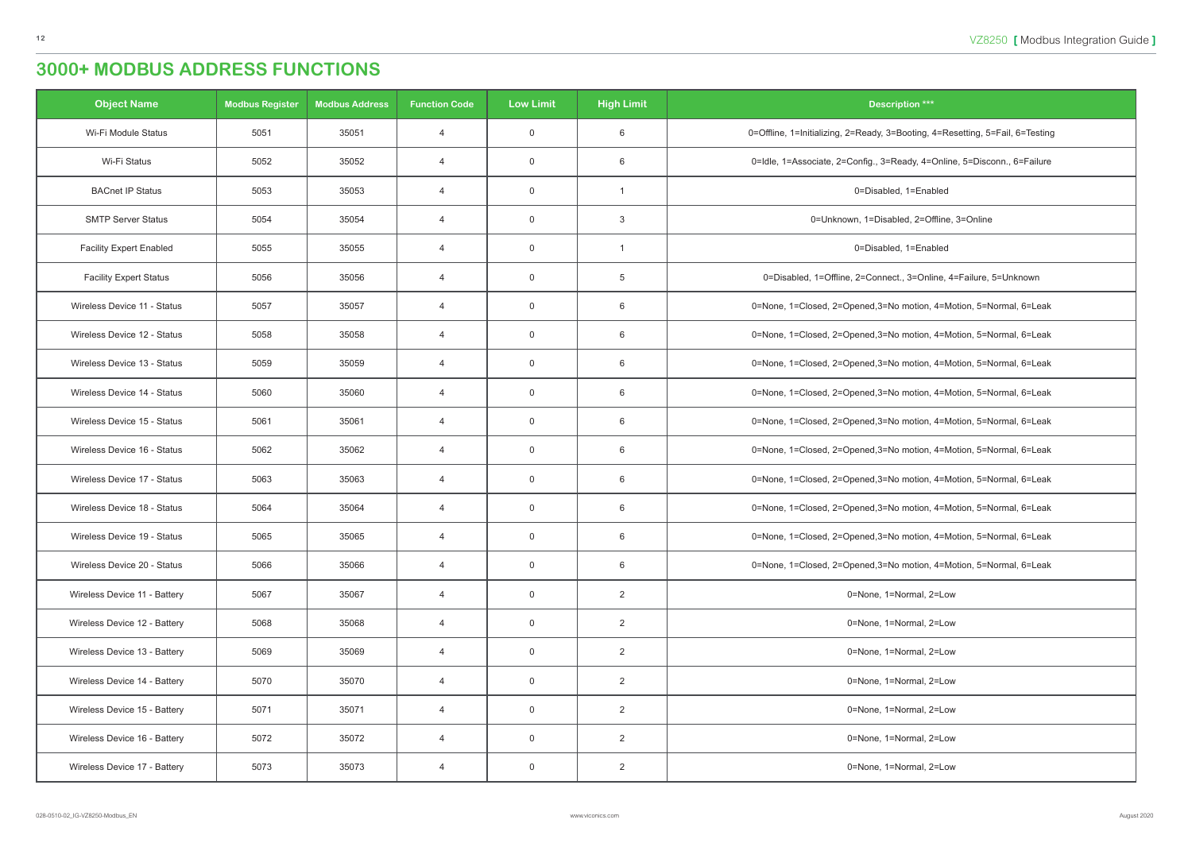# 3000+ MODBUS ADDRESS FUNCTIONS

| Object Name | Modbus Register | Modbus Address | Function Code | Low Limit | High Limit | Description *** |
|---|---|---|---|---|---|---|
| Wi-Fi Module Status | 5051 | 35051 | 4 | 0 | 6 | 0=Offline, 1=Initializing, 2=Ready, 3=Booting, 4=Resetting, 5=Fail, 6=Testing |
| Wi-Fi Status | 5052 | 35052 | 4 | 0 | 6 | 0=Idle, 1=Associate, 2=Config., 3=Ready, 4=Online, 5=Disconn., 6=Failure |
| BACnet IP Status | 5053 | 35053 | 4 | 0 | 1 | 0=Disabled, 1=Enabled |
| SMTP Server Status | 5054 | 35054 | 4 | 0 | 3 | 0=Unknown, 1=Disabled, 2=Offline, 3=Online |
| Facility Expert Enabled | 5055 | 35055 | 4 | 0 | 1 | 0=Disabled, 1=Enabled |
| Facility Expert Status | 5056 | 35056 | 4 | 0 | 5 | 0=Disabled, 1=Offline, 2=Connect., 3=Online, 4=Failure, 5=Unknown |
| Wireless Device 11 - Status | 5057 | 35057 | 4 | 0 | 6 | 0=None, 1=Closed, 2=Opened,3=No motion, 4=Motion, 5=Normal, 6=Leak |
| Wireless Device 12 - Status | 5058 | 35058 | 4 | 0 | 6 | 0=None, 1=Closed, 2=Opened,3=No motion, 4=Motion, 5=Normal, 6=Leak |
| Wireless Device 13 - Status | 5059 | 35059 | 4 | 0 | 6 | 0=None, 1=Closed, 2=Opened,3=No motion, 4=Motion, 5=Normal, 6=Leak |
| Wireless Device 14 - Status | 5060 | 35060 | 4 | 0 | 6 | 0=None, 1=Closed, 2=Opened,3=No motion, 4=Motion, 5=Normal, 6=Leak |
| Wireless Device 15 - Status | 5061 | 35061 | 4 | 0 | 6 | 0=None, 1=Closed, 2=Opened,3=No motion, 4=Motion, 5=Normal, 6=Leak |
| Wireless Device 16 - Status | 5062 | 35062 | 4 | 0 | 6 | 0=None, 1=Closed, 2=Opened,3=No motion, 4=Motion, 5=Normal, 6=Leak |
| Wireless Device 17 - Status | 5063 | 35063 | 4 | 0 | 6 | 0=None, 1=Closed, 2=Opened,3=No motion, 4=Motion, 5=Normal, 6=Leak |
| Wireless Device 18 - Status | 5064 | 35064 | 4 | 0 | 6 | 0=None, 1=Closed, 2=Opened,3=No motion, 4=Motion, 5=Normal, 6=Leak |
| Wireless Device 19 - Status | 5065 | 35065 | 4 | 0 | 6 | 0=None, 1=Closed, 2=Opened,3=No motion, 4=Motion, 5=Normal, 6=Leak |
| Wireless Device 20 - Status | 5066 | 35066 | 4 | 0 | 6 | 0=None, 1=Closed, 2=Opened,3=No motion, 4=Motion, 5=Normal, 6=Leak |
| Wireless Device 11 - Battery | 5067 | 35067 | 4 | 0 | 2 | 0=None, 1=Normal, 2=Low |
| Wireless Device 12 - Battery | 5068 | 35068 | 4 | 0 | 2 | 0=None, 1=Normal, 2=Low |
| Wireless Device 13 - Battery | 5069 | 35069 | 4 | 0 | 2 | 0=None, 1=Normal, 2=Low |
| Wireless Device 14 - Battery | 5070 | 35070 | 4 | 0 | 2 | 0=None, 1=Normal, 2=Low |
| Wireless Device 15 - Battery | 5071 | 35071 | 4 | 0 | 2 | 0=None, 1=Normal, 2=Low |
| Wireless Device 16 - Battery | 5072 | 35072 | 4 | 0 | 2 | 0=None, 1=Normal, 2=Low |
| Wireless Device 17 - Battery | 5073 | 35073 | 4 | 0 | 2 | 0=None, 1=Normal, 2=Low |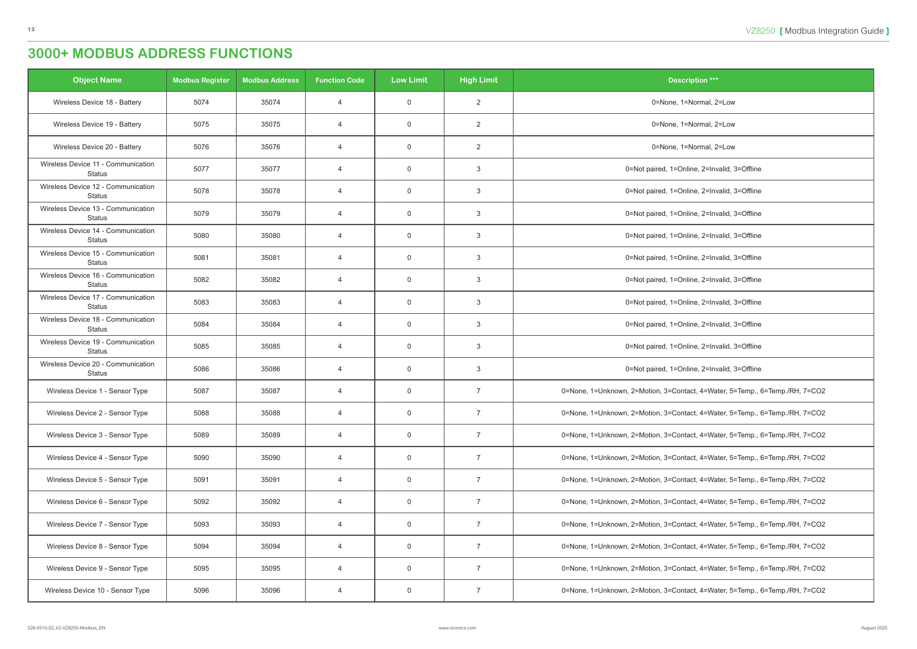# 3000+ MODBUS ADDRESS FUNCTIONS

| Object Name | Modbus Register | Modbus Address | Function Code | Low Limit | High Limit | Description *** |
|---|---|---|---|---|---|---|
| Wireless Device 18 - Battery | 5074 | 35074 | 4 | 0 | 2 | 0=None, 1=Normal, 2=Low |
| Wireless Device 19 - Battery | 5075 | 35075 | 4 | 0 | 2 | 0=None, 1=Normal, 2=Low |
| Wireless Device 20 - Battery | 5076 | 35076 | 4 | 0 | 2 | 0=None, 1=Normal, 2=Low |
| Wireless Device 11 - Communication Status | 5077 | 35077 | 4 | 0 | 3 | 0=Not paired, 1=Online, 2=Invalid, 3=Offline |
| Wireless Device 12 - Communication Status | 5078 | 35078 | 4 | 0 | 3 | 0=Not paired, 1=Online, 2=Invalid, 3=Offline |
| Wireless Device 13 - Communication Status | 5079 | 35079 | 4 | 0 | 3 | 0=Not paired, 1=Online, 2=Invalid, 3=Offline |
| Wireless Device 14 - Communication Status | 5080 | 35080 | 4 | 0 | 3 | 0=Not paired, 1=Online, 2=Invalid, 3=Offline |
| Wireless Device 15 - Communication Status | 5081 | 35081 | 4 | 0 | 3 | 0=Not paired, 1=Online, 2=Invalid, 3=Offline |
| Wireless Device 16 - Communication Status | 5082 | 35082 | 4 | 0 | 3 | 0=Not paired, 1=Online, 2=Invalid, 3=Offline |
| Wireless Device 17 - Communication Status | 5083 | 35083 | 4 | 0 | 3 | 0=Not paired, 1=Online, 2=Invalid, 3=Offline |
| Wireless Device 18 - Communication Status | 5084 | 35084 | 4 | 0 | 3 | 0=Not paired, 1=Online, 2=Invalid, 3=Offline |
| Wireless Device 19 - Communication Status | 5085 | 35085 | 4 | 0 | 3 | 0=Not paired, 1=Online, 2=Invalid, 3=Offline |
| Wireless Device 20 - Communication Status | 5086 | 35086 | 4 | 0 | 3 | 0=Not paired, 1=Online, 2=Invalid, 3=Offline |
| Wireless Device 1 - Sensor Type | 5087 | 35087 | 4 | 0 | 7 | 0=None, 1=Unknown, 2=Motion, 3=Contact, 4=Water, 5=Temp., 6=Temp./RH, 7=CO2 |
| Wireless Device 2 - Sensor Type | 5088 | 35088 | 4 | 0 | 7 | 0=None, 1=Unknown, 2=Motion, 3=Contact, 4=Water, 5=Temp., 6=Temp./RH, 7=CO2 |
| Wireless Device 3 - Sensor Type | 5089 | 35089 | 4 | 0 | 7 | 0=None, 1=Unknown, 2=Motion, 3=Contact, 4=Water, 5=Temp., 6=Temp./RH, 7=CO2 |
| Wireless Device 4 - Sensor Type | 5090 | 35090 | 4 | 0 | 7 | 0=None, 1=Unknown, 2=Motion, 3=Contact, 4=Water, 5=Temp., 6=Temp./RH, 7=CO2 |
| Wireless Device 5 - Sensor Type | 5091 | 35091 | 4 | 0 | 7 | 0=None, 1=Unknown, 2=Motion, 3=Contact, 4=Water, 5=Temp., 6=Temp./RH, 7=CO2 |
| Wireless Device 6 - Sensor Type | 5092 | 35092 | 4 | 0 | 7 | 0=None, 1=Unknown, 2=Motion, 3=Contact, 4=Water, 5=Temp., 6=Temp./RH, 7=CO2 |
| Wireless Device 7 - Sensor Type | 5093 | 35093 | 4 | 0 | 7 | 0=None, 1=Unknown, 2=Motion, 3=Contact, 4=Water, 5=Temp., 6=Temp./RH, 7=CO2 |
| Wireless Device 8 - Sensor Type | 5094 | 35094 | 4 | 0 | 7 | 0=None, 1=Unknown, 2=Motion, 3=Contact, 4=Water, 5=Temp., 6=Temp./RH, 7=CO2 |
| Wireless Device 9 - Sensor Type | 5095 | 35095 | 4 | 0 | 7 | 0=None, 1=Unknown, 2=Motion, 3=Contact, 4=Water, 5=Temp., 6=Temp./RH, 7=CO2 |
| Wireless Device 10 - Sensor Type | 5096 | 35096 | 4 | 0 | 7 | 0=None, 1=Unknown, 2=Motion, 3=Contact, 4=Water, 5=Temp., 6=Temp./RH, 7=CO2 |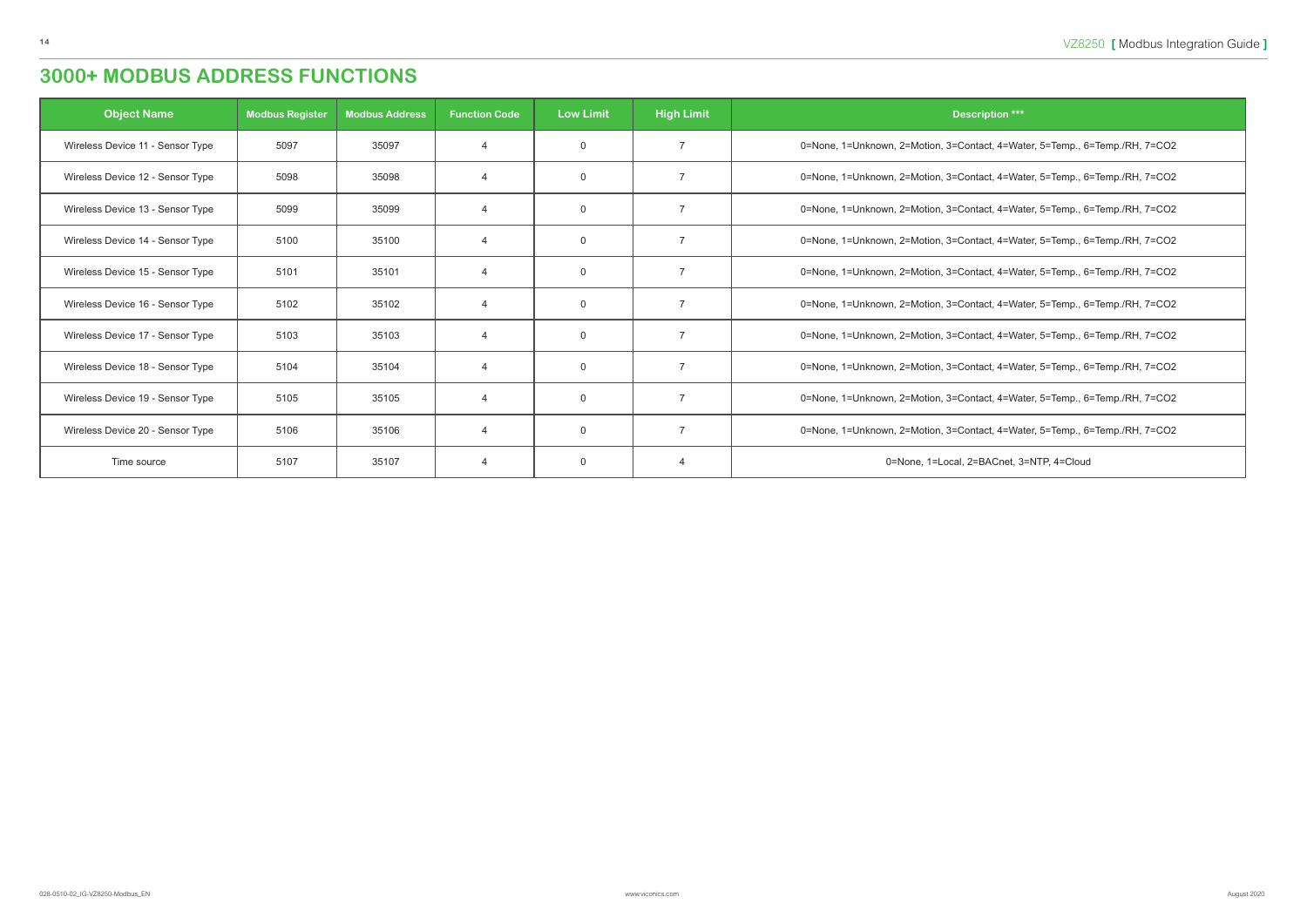# 3000+ MODBUS ADDRESS FUNCTIONS

| Object Name | Modbus Register | Modbus Address | Function Code | Low Limit | High Limit | Description *** |
|---|---|---|---|---|---|---|
| Wireless Device 11 - Sensor Type | 5097 | 35097 | 4 | 0 | 7 | 0=None, 1=Unknown, 2=Motion, 3=Contact, 4=Water, 5=Temp., 6=Temp./RH, 7=CO2 |
| Wireless Device 12 - Sensor Type | 5098 | 35098 | 4 | 0 | 7 | 0=None, 1=Unknown, 2=Motion, 3=Contact, 4=Water, 5=Temp., 6=Temp./RH, 7=CO2 |
| Wireless Device 13 - Sensor Type | 5099 | 35099 | 4 | 0 | 7 | 0=None, 1=Unknown, 2=Motion, 3=Contact, 4=Water, 5=Temp., 6=Temp./RH, 7=CO2 |
| Wireless Device 14 - Sensor Type | 5100 | 35100 | 4 | 0 | 7 | 0=None, 1=Unknown, 2=Motion, 3=Contact, 4=Water, 5=Temp., 6=Temp./RH, 7=CO2 |
| Wireless Device 15 - Sensor Type | 5101 | 35101 | 4 | 0 | 7 | 0=None, 1=Unknown, 2=Motion, 3=Contact, 4=Water, 5=Temp., 6=Temp./RH, 7=CO2 |
| Wireless Device 16 - Sensor Type | 5102 | 35102 | 4 | 0 | 7 | 0=None, 1=Unknown, 2=Motion, 3=Contact, 4=Water, 5=Temp., 6=Temp./RH, 7=CO2 |
| Wireless Device 17 - Sensor Type | 5103 | 35103 | 4 | 0 | 7 | 0=None, 1=Unknown, 2=Motion, 3=Contact, 4=Water, 5=Temp., 6=Temp./RH, 7=CO2 |
| Wireless Device 18 - Sensor Type | 5104 | 35104 | 4 | 0 | 7 | 0=None, 1=Unknown, 2=Motion, 3=Contact, 4=Water, 5=Temp., 6=Temp./RH, 7=CO2 |
| Wireless Device 19 - Sensor Type | 5105 | 35105 | 4 | 0 | 7 | 0=None, 1=Unknown, 2=Motion, 3=Contact, 4=Water, 5=Temp., 6=Temp./RH, 7=CO2 |
| Wireless Device 20 - Sensor Type | 5106 | 35106 | 4 | 0 | 7 | 0=None, 1=Unknown, 2=Motion, 3=Contact, 4=Water, 5=Temp., 6=Temp./RH, 7=CO2 |
| Time source | 5107 | 35107 | 4 | 0 | 4 | 0=None, 1=Local, 2=BACnet, 3=NTP, 4=Cloud |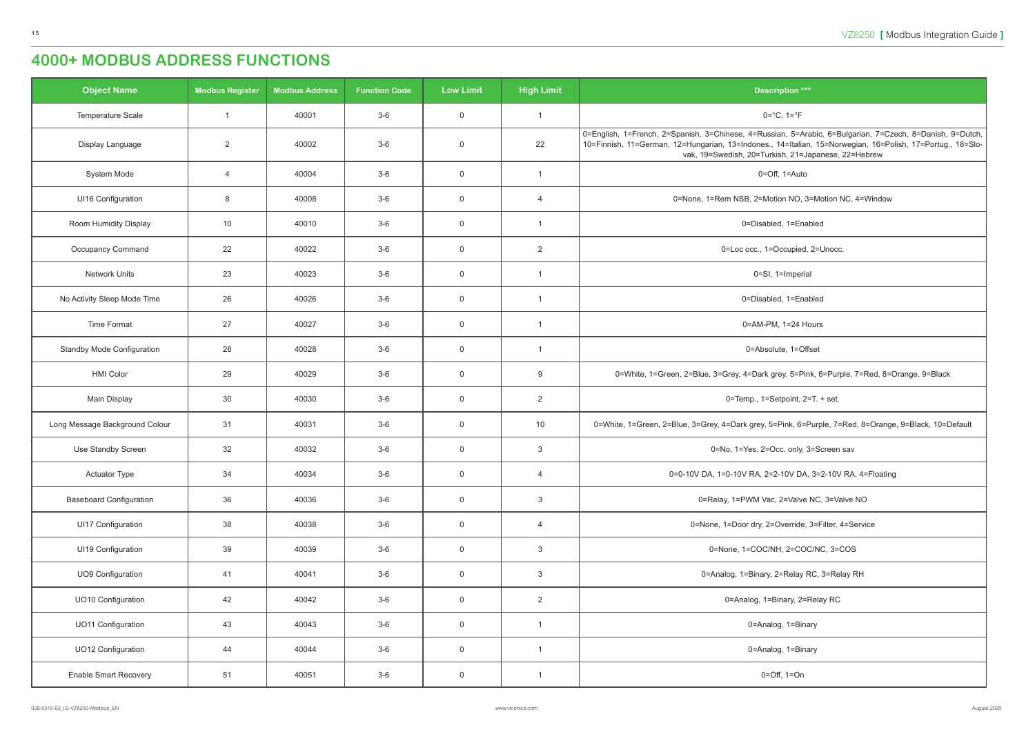# 4000+ MODBUS ADDRESS FUNCTIONS

| Object Name | Modbus Register | Modbus Address | Function Code | Low Limit | High Limit | Description *** |
|---|---|---|---|---|---|---|
| Temperature Scale | 1 | 40001 | 3-6 | 0 | 1 | 0=°C, 1=°F |
| Display Language | 2 | 40002 | 3-6 | 0 | 22 | 0=English, 1=French, 2=Spanish, 3=Chinese, 4=Russian, 5=Arabic, 6=Bulgarian, 7=Czech, 8=Danish, 9=Dutch, 10=Finnish, 11=German, 12=Hungarian, 13=Indones., 14=Italian, 15=Norwegian, 16=Polish, 17=Portug., 18=Slo-vak, 19=Swedish, 20=Turkish, 21=Japanese, 22=Hebrew |
| System Mode | 4 | 40004 | 3-6 | 0 | 1 | 0=Off, 1=Auto |
| UI16 Configuration | 8 | 40008 | 3-6 | 0 | 4 | 0=None, 1=Rem NSB, 2=Motion NO, 3=Motion NC, 4=Window |
| Room Humidity Display | 10 | 40010 | 3-6 | 0 | 1 | 0=Disabled, 1=Enabled |
| Occupancy Command | 22 | 40022 | 3-6 | 0 | 2 | 0=Loc occ., 1=Occupied, 2=Unocc. |
| Network Units | 23 | 40023 | 3-6 | 0 | 1 | 0=SI, 1=Imperial |
| No Activity Sleep Mode Time | 26 | 40026 | 3-6 | 0 | 1 | 0=Disabled, 1=Enabled |
| Time Format | 27 | 40027 | 3-6 | 0 | 1 | 0=AM-PM, 1=24 Hours |
| Standby Mode Configuration | 28 | 40028 | 3-6 | 0 | 1 | 0=Absolute, 1=Offset |
| HMI Color | 29 | 40029 | 3-6 | 0 | 9 | 0=White, 1=Green, 2=Blue, 3=Grey, 4=Dark grey, 5=Pink, 6=Purple, 7=Red, 8=Orange, 9=Black |
| Main Display | 30 | 40030 | 3-6 | 0 | 2 | 0=Temp., 1=Setpoint, 2=T. + set. |
| Long Message Background Colour | 31 | 40031 | 3-6 | 0 | 10 | 0=White, 1=Green, 2=Blue, 3=Grey, 4=Dark grey, 5=Pink, 6=Purple, 7=Red, 8=Orange, 9=Black, 10=Default |
| Use Standby Screen | 32 | 40032 | 3-6 | 0 | 3 | 0=No, 1=Yes, 2=Occ. only, 3=Screen sav |
| Actuator Type | 34 | 40034 | 3-6 | 0 | 4 | 0=0-10V DA, 1=0-10V RA, 2=2-10V DA, 3=2-10V RA, 4=Floating |
| Baseboard Configuration | 36 | 40036 | 3-6 | 0 | 3 | 0=Relay, 1=PWM Vac, 2=Valve NC, 3=Valve NO |
| UI17 Configuration | 38 | 40038 | 3-6 | 0 | 4 | 0=None, 1=Door dry, 2=Override, 3=Filter, 4=Service |
| UI19 Configuration | 39 | 40039 | 3-6 | 0 | 3 | 0=None, 1=COC/NH, 2=COC/NC, 3=COS |
| UO9 Configuration | 41 | 40041 | 3-6 | 0 | 3 | 0=Analog, 1=Binary, 2=Relay RC, 3=Relay RH |
| UO10 Configuration | 42 | 40042 | 3-6 | 0 | 2 | 0=Analog, 1=Binary, 2=Relay RC |
| UO11 Configuration | 43 | 40043 | 3-6 | 0 | 1 | 0=Analog, 1=Binary |
| UO12 Configuration | 44 | 40044 | 3-6 | 0 | 1 | 0=Analog, 1=Binary |
| Enable Smart Recovery | 51 | 40051 | 3-6 | 0 | 1 | 0=Off, 1=On |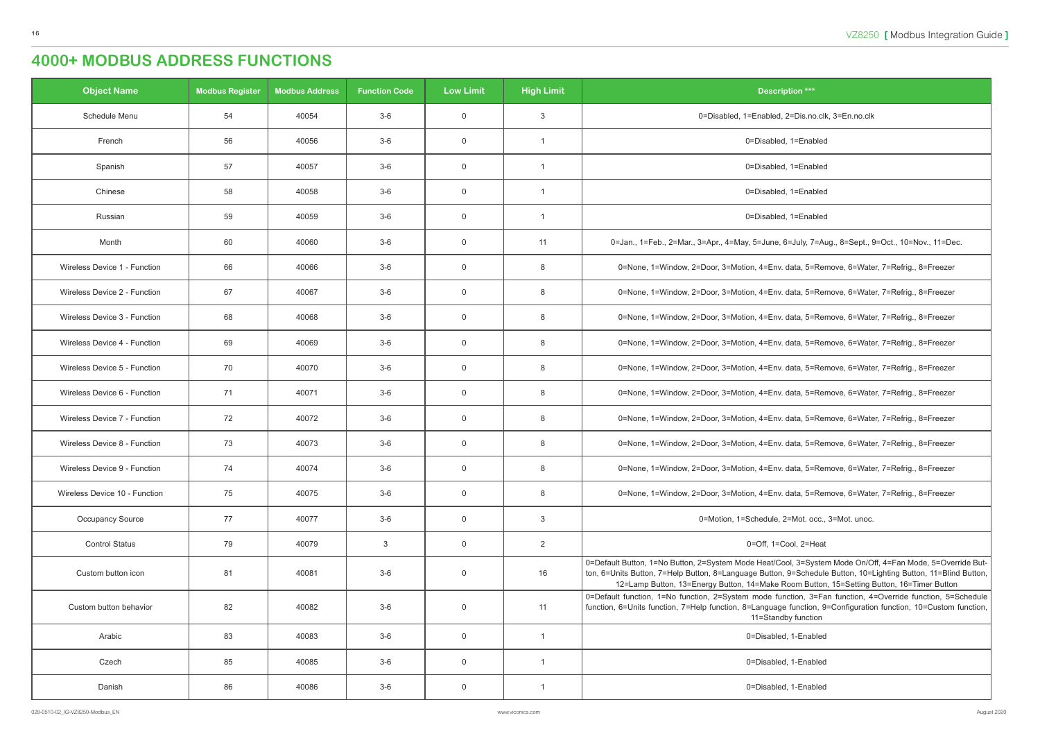# 4000+ MODBUS ADDRESS FUNCTIONS

| Object Name | Modbus Register | Modbus Address | Function Code | Low Limit | High Limit | Description *** |
|---|---|---|---|---|---|---|
| Schedule Menu | 54 | 40054 | 3-6 | 0 | 3 | 0=Disabled, 1=Enabled, 2=Dis.no.clk, 3=En.no.clk |
| French | 56 | 40056 | 3-6 | 0 | 1 | 0=Disabled, 1=Enabled |
| Spanish | 57 | 40057 | 3-6 | 0 | 1 | 0=Disabled, 1=Enabled |
| Chinese | 58 | 40058 | 3-6 | 0 | 1 | 0=Disabled, 1=Enabled |
| Russian | 59 | 40059 | 3-6 | 0 | 1 | 0=Disabled, 1=Enabled |
| Month | 60 | 40060 | 3-6 | 0 | 11 | 0=Jan., 1=Feb., 2=Mar., 3=Apr., 4=May, 5=June, 6=July, 7=Aug., 8=Sept., 9=Oct., 10=Nov., 11=Dec. |
| Wireless Device 1 - Function | 66 | 40066 | 3-6 | 0 | 8 | 0=None, 1=Window, 2=Door, 3=Motion, 4=Env. data, 5=Remove, 6=Water, 7=Refrig., 8=Freezer |
| Wireless Device 2 - Function | 67 | 40067 | 3-6 | 0 | 8 | 0=None, 1=Window, 2=Door, 3=Motion, 4=Env. data, 5=Remove, 6=Water, 7=Refrig., 8=Freezer |
| Wireless Device 3 - Function | 68 | 40068 | 3-6 | 0 | 8 | 0=None, 1=Window, 2=Door, 3=Motion, 4=Env. data, 5=Remove, 6=Water, 7=Refrig., 8=Freezer |
| Wireless Device 4 - Function | 69 | 40069 | 3-6 | 0 | 8 | 0=None, 1=Window, 2=Door, 3=Motion, 4=Env. data, 5=Remove, 6=Water, 7=Refrig., 8=Freezer |
| Wireless Device 5 - Function | 70 | 40070 | 3-6 | 0 | 8 | 0=None, 1=Window, 2=Door, 3=Motion, 4=Env. data, 5=Remove, 6=Water, 7=Refrig., 8=Freezer |
| Wireless Device 6 - Function | 71 | 40071 | 3-6 | 0 | 8 | 0=None, 1=Window, 2=Door, 3=Motion, 4=Env. data, 5=Remove, 6=Water, 7=Refrig., 8=Freezer |
| Wireless Device 7 - Function | 72 | 40072 | 3-6 | 0 | 8 | 0=None, 1=Window, 2=Door, 3=Motion, 4=Env. data, 5=Remove, 6=Water, 7=Refrig., 8=Freezer |
| Wireless Device 8 - Function | 73 | 40073 | 3-6 | 0 | 8 | 0=None, 1=Window, 2=Door, 3=Motion, 4=Env. data, 5=Remove, 6=Water, 7=Refrig., 8=Freezer |
| Wireless Device 9 - Function | 74 | 40074 | 3-6 | 0 | 8 | 0=None, 1=Window, 2=Door, 3=Motion, 4=Env. data, 5=Remove, 6=Water, 7=Refrig., 8=Freezer |
| Wireless Device 10 - Function | 75 | 40075 | 3-6 | 0 | 8 | 0=None, 1=Window, 2=Door, 3=Motion, 4=Env. data, 5=Remove, 6=Water, 7=Refrig., 8=Freezer |
| Occupancy Source | 77 | 40077 | 3-6 | 0 | 3 | 0=Motion, 1=Schedule, 2=Mot. occ., 3=Mot. unoc. |
| Control Status | 79 | 40079 | 3 | 0 | 2 | 0=Off, 1=Cool, 2=Heat |
| Custom button icon | 81 | 40081 | 3-6 | 0 | 16 | 0=Default Button, 1=No Button, 2=System Mode Heat/Cool, 3=System Mode On/Off, 4=Fan Mode, 5=Override Button, 6=Units Button, 7=Help Button, 8=Language Button, 9=Schedule Button, 10=Lighting Button, 11=Blind Button, 12=Lamp Button, 13=Energy Button, 14=Make Room Button, 15=Setting Button, 16=Timer Button |
| Custom button behavior | 82 | 40082 | 3-6 | 0 | 11 | 0=Default function, 1=No function, 2=System mode function, 3=Fan function, 4=Override function, 5=Schedule function, 6=Units function, 7=Help function, 8=Language function, 9=Configuration function, 10=Custom function, 11=Standby function |
| Arabic | 83 | 40083 | 3-6 | 0 | 1 | 0=Disabled, 1-Enabled |
| Czech | 85 | 40085 | 3-6 | 0 | 1 | 0=Disabled, 1-Enabled |
| Danish | 86 | 40086 | 3-6 | 0 | 1 | 0=Disabled, 1-Enabled |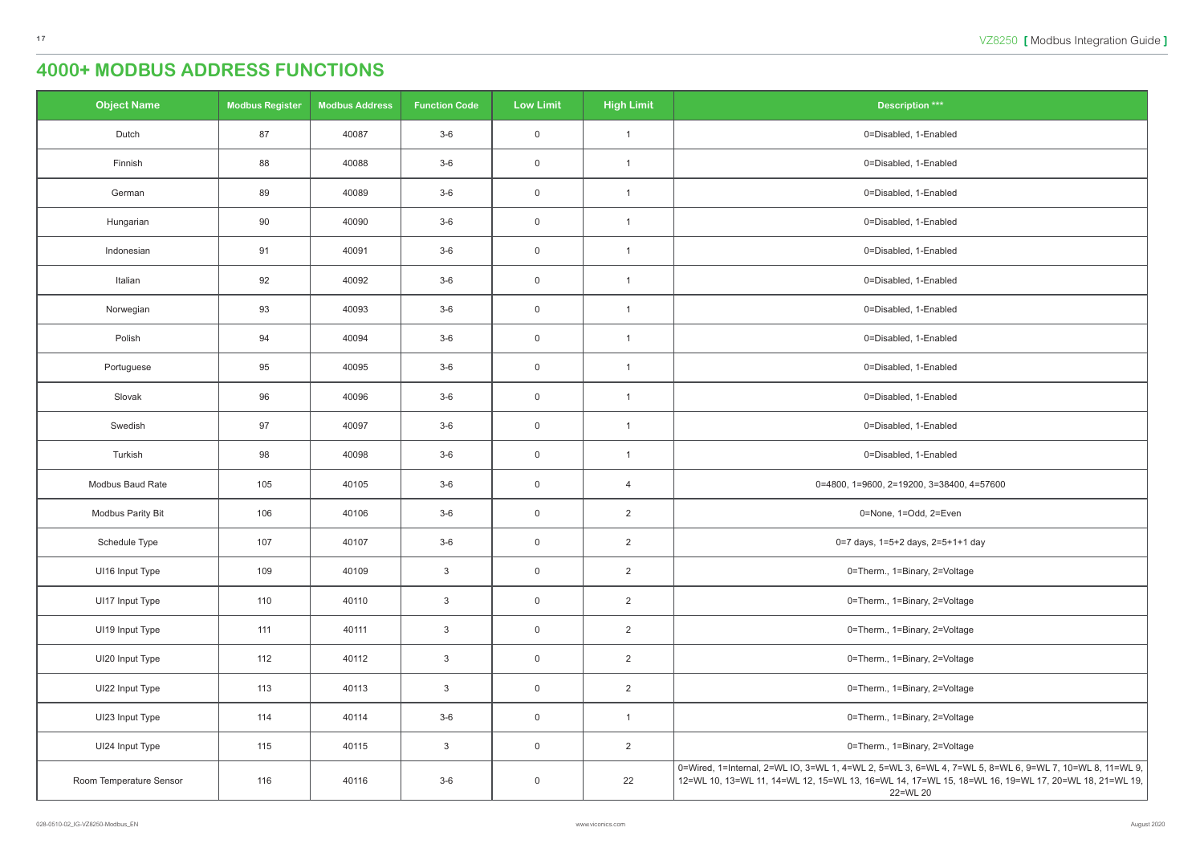# 4000+ MODBUS ADDRESS FUNCTIONS

| Object Name | Modbus Register | Modbus Address | Function Code | Low Limit | High Limit | Description *** |
|---|---|---|---|---|---|---|
| Dutch | 87 | 40087 | 3-6 | 0 | 1 | 0=Disabled, 1-Enabled |
| Finnish | 88 | 40088 | 3-6 | 0 | 1 | 0=Disabled, 1-Enabled |
| German | 89 | 40089 | 3-6 | 0 | 1 | 0=Disabled, 1-Enabled |
| Hungarian | 90 | 40090 | 3-6 | 0 | 1 | 0=Disabled, 1-Enabled |
| Indonesian | 91 | 40091 | 3-6 | 0 | 1 | 0=Disabled, 1-Enabled |
| Italian | 92 | 40092 | 3-6 | 0 | 1 | 0=Disabled, 1-Enabled |
| Norwegian | 93 | 40093 | 3-6 | 0 | 1 | 0=Disabled, 1-Enabled |
| Polish | 94 | 40094 | 3-6 | 0 | 1 | 0=Disabled, 1-Enabled |
| Portuguese | 95 | 40095 | 3-6 | 0 | 1 | 0=Disabled, 1-Enabled |
| Slovak | 96 | 40096 | 3-6 | 0 | 1 | 0=Disabled, 1-Enabled |
| Swedish | 97 | 40097 | 3-6 | 0 | 1 | 0=Disabled, 1-Enabled |
| Turkish | 98 | 40098 | 3-6 | 0 | 1 | 0=Disabled, 1-Enabled |
| Modbus Baud Rate | 105 | 40105 | 3-6 | 0 | 4 | 0=4800, 1=9600, 2=19200, 3=38400, 4=57600 |
| Modbus Parity Bit | 106 | 40106 | 3-6 | 0 | 2 | 0=None, 1=Odd, 2=Even |
| Schedule Type | 107 | 40107 | 3-6 | 0 | 2 | 0=7 days, 1=5+2 days, 2=5+1+1 day |
| UI16 Input Type | 109 | 40109 | 3 | 0 | 2 | 0=Therm., 1=Binary, 2=Voltage |
| UI17 Input Type | 110 | 40110 | 3 | 0 | 2 | 0=Therm., 1=Binary, 2=Voltage |
| UI19 Input Type | 111 | 40111 | 3 | 0 | 2 | 0=Therm., 1=Binary, 2=Voltage |
| UI20 Input Type | 112 | 40112 | 3 | 0 | 2 | 0=Therm., 1=Binary, 2=Voltage |
| UI22 Input Type | 113 | 40113 | 3 | 0 | 2 | 0=Therm., 1=Binary, 2=Voltage |
| UI23 Input Type | 114 | 40114 | 3-6 | 0 | 1 | 0=Therm., 1=Binary, 2=Voltage |
| UI24 Input Type | 115 | 40115 | 3 | 0 | 2 | 0=Therm., 1=Binary, 2=Voltage |
| Room Temperature Sensor | 116 | 40116 | 3-6 | 0 | 22 | 0=Wired, 1=Internal, 2=WL IO, 3=WL 1, 4=WL 2, 5=WL 3, 6=WL 4, 7=WL 5, 8=WL 6, 9=WL 7, 10=WL 8, 11=WL 9, 12=WL 10, 13=WL 11, 14=WL 12, 15=WL 13, 16=WL 14, 17=WL 15, 18=WL 16, 19=WL 17, 20=WL 18, 21=WL 19, 22=WL 20 |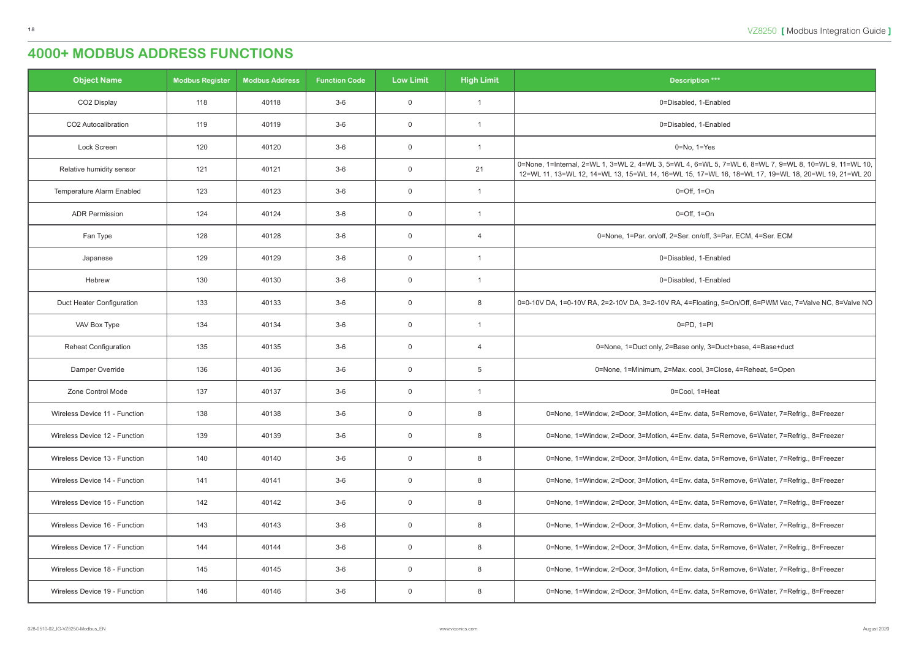# 4000+ MODBUS ADDRESS FUNCTIONS

| Object Name | Modbus Register | Modbus Address | Function Code | Low Limit | High Limit | Description *** |
|---|---|---|---|---|---|---|
| CO2 Display | 118 | 40118 | 3-6 | 0 | 1 | 0=Disabled, 1-Enabled |
| CO2 Autocalibration | 119 | 40119 | 3-6 | 0 | 1 | 0=Disabled, 1-Enabled |
| Lock Screen | 120 | 40120 | 3-6 | 0 | 1 | 0=No, 1=Yes |
| Relative humidity sensor | 121 | 40121 | 3-6 | 0 | 21 | 0=None, 1=Internal, 2=WL 1, 3=WL 2, 4=WL 3, 5=WL 4, 6=WL 5, 7=WL 6, 8=WL 7, 9=WL 8, 10=WL 9, 11=WL 10, 12=WL 11, 13=WL 12, 14=WL 13, 15=WL 14, 16=WL 15, 17=WL 16, 18=WL 17, 19=WL 18, 20=WL 19, 21=WL 20 |
| Temperature Alarm Enabled | 123 | 40123 | 3-6 | 0 | 1 | 0=Off, 1=On |
| ADR Permission | 124 | 40124 | 3-6 | 0 | 1 | 0=Off, 1=On |
| Fan Type | 128 | 40128 | 3-6 | 0 | 4 | 0=None, 1=Par. on/off, 2=Ser. on/off, 3=Par. ECM, 4=Ser. ECM |
| Japanese | 129 | 40129 | 3-6 | 0 | 1 | 0=Disabled, 1-Enabled |
| Hebrew | 130 | 40130 | 3-6 | 0 | 1 | 0=Disabled, 1-Enabled |
| Duct Heater Configuration | 133 | 40133 | 3-6 | 0 | 8 | 0=0-10V DA, 1=0-10V RA, 2=2-10V DA, 3=2-10V RA, 4=Floating, 5=On/Off, 6=PWM Vac, 7=Valve NC, 8=Valve NO |
| VAV Box Type | 134 | 40134 | 3-6 | 0 | 1 | 0=PD, 1=PI |
| Reheat Configuration | 135 | 40135 | 3-6 | 0 | 4 | 0=None, 1=Duct only, 2=Base only, 3=Duct+base, 4=Base+duct |
| Damper Override | 136 | 40136 | 3-6 | 0 | 5 | 0=None, 1=Minimum, 2=Max. cool, 3=Close, 4=Reheat, 5=Open |
| Zone Control Mode | 137 | 40137 | 3-6 | 0 | 1 | 0=Cool, 1=Heat |
| Wireless Device 11 - Function | 138 | 40138 | 3-6 | 0 | 8 | 0=None, 1=Window, 2=Door, 3=Motion, 4=Env. data, 5=Remove, 6=Water, 7=Refrig., 8=Freezer |
| Wireless Device 12 - Function | 139 | 40139 | 3-6 | 0 | 8 | 0=None, 1=Window, 2=Door, 3=Motion, 4=Env. data, 5=Remove, 6=Water, 7=Refrig., 8=Freezer |
| Wireless Device 13 - Function | 140 | 40140 | 3-6 | 0 | 8 | 0=None, 1=Window, 2=Door, 3=Motion, 4=Env. data, 5=Remove, 6=Water, 7=Refrig., 8=Freezer |
| Wireless Device 14 - Function | 141 | 40141 | 3-6 | 0 | 8 | 0=None, 1=Window, 2=Door, 3=Motion, 4=Env. data, 5=Remove, 6=Water, 7=Refrig., 8=Freezer |
| Wireless Device 15 - Function | 142 | 40142 | 3-6 | 0 | 8 | 0=None, 1=Window, 2=Door, 3=Motion, 4=Env. data, 5=Remove, 6=Water, 7=Refrig., 8=Freezer |
| Wireless Device 16 - Function | 143 | 40143 | 3-6 | 0 | 8 | 0=None, 1=Window, 2=Door, 3=Motion, 4=Env. data, 5=Remove, 6=Water, 7=Refrig., 8=Freezer |
| Wireless Device 17 - Function | 144 | 40144 | 3-6 | 0 | 8 | 0=None, 1=Window, 2=Door, 3=Motion, 4=Env. data, 5=Remove, 6=Water, 7=Refrig., 8=Freezer |
| Wireless Device 18 - Function | 145 | 40145 | 3-6 | 0 | 8 | 0=None, 1=Window, 2=Door, 3=Motion, 4=Env. data, 5=Remove, 6=Water, 7=Refrig., 8=Freezer |
| Wireless Device 19 - Function | 146 | 40146 | 3-6 | 0 | 8 | 0=None, 1=Window, 2=Door, 3=Motion, 4=Env. data, 5=Remove, 6=Water, 7=Refrig., 8=Freezer |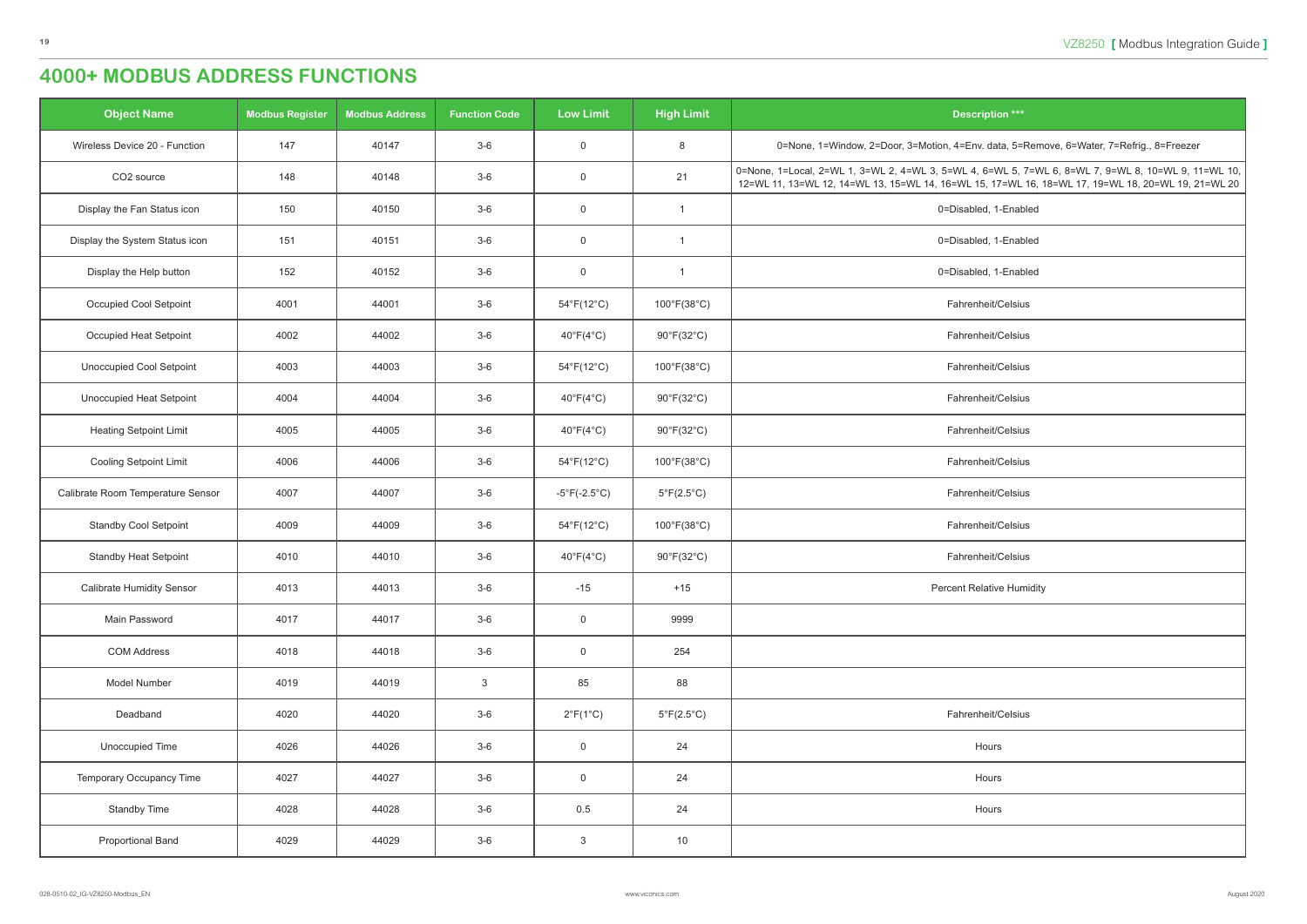# 4000+ MODBUS ADDRESS FUNCTIONS

| Object Name | Modbus Register | Modbus Address | Function Code | Low Limit | High Limit | Description *** |
|---|---|---|---|---|---|---|
| Wireless Device 20 - Function | 147 | 40147 | 3-6 | 0 | 8 | 0=None, 1=Window, 2=Door, 3=Motion, 4=Env. data, 5=Remove, 6=Water, 7=Refrig., 8=Freezer |
| CO2 source | 148 | 40148 | 3-6 | 0 | 21 | 0=None, 1=Local, 2=WL 1, 3=WL 2, 4=WL 3, 5=WL 4, 6=WL 5, 7=WL 6, 8=WL 7, 9=WL 8, 10=WL 9, 11=WL 10, 12=WL 11, 13=WL 12, 14=WL 13, 15=WL 14, 16=WL 15, 17=WL 16, 18=WL 17, 19=WL 18, 20=WL 19, 21=WL 20 |
| Display the Fan Status icon | 150 | 40150 | 3-6 | 0 | 1 | 0=Disabled, 1-Enabled |
| Display the System Status icon | 151 | 40151 | 3-6 | 0 | 1 | 0=Disabled, 1-Enabled |
| Display the Help button | 152 | 40152 | 3-6 | 0 | 1 | 0=Disabled, 1-Enabled |
| Occupied Cool Setpoint | 4001 | 44001 | 3-6 | 54°F(12°C) | 100°F(38°C) | Fahrenheit/Celsius |
| Occupied Heat Setpoint | 4002 | 44002 | 3-6 | 40°F(4°C) | 90°F(32°C) | Fahrenheit/Celsius |
| Unoccupied Cool Setpoint | 4003 | 44003 | 3-6 | 54°F(12°C) | 100°F(38°C) | Fahrenheit/Celsius |
| Unoccupied Heat Setpoint | 4004 | 44004 | 3-6 | 40°F(4°C) | 90°F(32°C) | Fahrenheit/Celsius |
| Heating Setpoint Limit | 4005 | 44005 | 3-6 | 40°F(4°C) | 90°F(32°C) | Fahrenheit/Celsius |
| Cooling Setpoint Limit | 4006 | 44006 | 3-6 | 54°F(12°C) | 100°F(38°C) | Fahrenheit/Celsius |
| Calibrate Room Temperature Sensor | 4007 | 44007 | 3-6 | -5°F(-2.5°C) | 5°F(2.5°C) | Fahrenheit/Celsius |
| Standby Cool Setpoint | 4009 | 44009 | 3-6 | 54°F(12°C) | 100°F(38°C) | Fahrenheit/Celsius |
| Standby Heat Setpoint | 4010 | 44010 | 3-6 | 40°F(4°C) | 90°F(32°C) | Fahrenheit/Celsius |
| Calibrate Humidity Sensor | 4013 | 44013 | 3-6 | -15 | +15 | Percent Relative Humidity |
| Main Password | 4017 | 44017 | 3-6 | 0 | 9999 | |
| COM Address | 4018 | 44018 | 3-6 | 0 | 254 | |
| Model Number | 4019 | 44019 | 3 | 85 | 88 | |
| Deadband | 4020 | 44020 | 3-6 | 2°F(1°C) | 5°F(2.5°C) | Fahrenheit/Celsius |
| Unoccupied Time | 4026 | 44026 | 3-6 | 0 | 24 | Hours |
| Temporary Occupancy Time | 4027 | 44027 | 3-6 | 0 | 24 | Hours |
| Standby Time | 4028 | 44028 | 3-6 | 0.5 | 24 | Hours |
| Proportional Band | 4029 | 44029 | 3-6 | 3 | 10 | |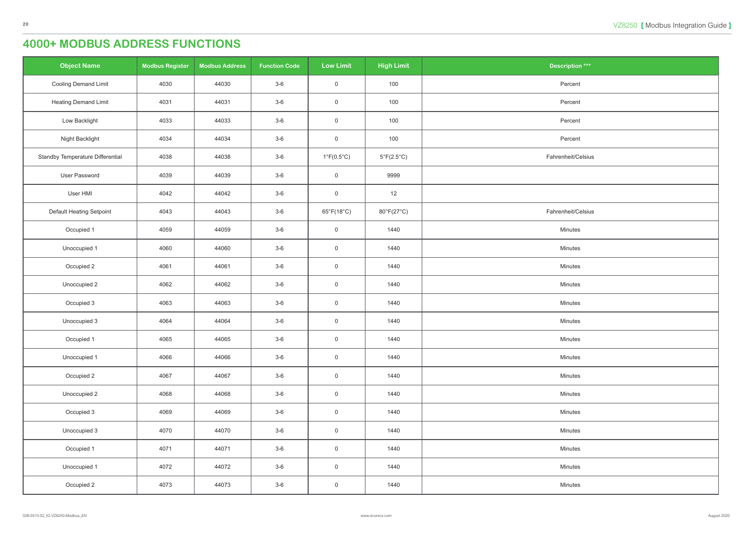# 4000+ MODBUS ADDRESS FUNCTIONS

| Object Name | Modbus Register | Modbus Address | Function Code | Low Limit | High Limit | Description *** |
|---|---|---|---|---|---|---|
| Cooling Demand Limit | 4030 | 44030 | 3-6 | 0 | 100 | Percent |
| Heating Demand Limit | 4031 | 44031 | 3-6 | 0 | 100 | Percent |
| Low Backlight | 4033 | 44033 | 3-6 | 0 | 100 | Percent |
| Night Backlight | 4034 | 44034 | 3-6 | 0 | 100 | Percent |
| Standby Temperature Differential | 4038 | 44038 | 3-6 | 1°F(0.5°C) | 5°F(2.5°C) | Fahrenheit/Celsius |
| User Password | 4039 | 44039 | 3-6 | 0 | 9999 | |
| User HMI | 4042 | 44042 | 3-6 | 0 | 12 | |
| Default Heating Setpoint | 4043 | 44043 | 3-6 | 65°F(18°C) | 80°F(27°C) | Fahrenheit/Celsius |
| Occupied 1 | 4059 | 44059 | 3-6 | 0 | 1440 | Minutes |
| Unoccupied 1 | 4060 | 44060 | 3-6 | 0 | 1440 | Minutes |
| Occupied 2 | 4061 | 44061 | 3-6 | 0 | 1440 | Minutes |
| Unoccupied 2 | 4062 | 44062 | 3-6 | 0 | 1440 | Minutes |
| Occupied 3 | 4063 | 44063 | 3-6 | 0 | 1440 | Minutes |
| Unoccupied 3 | 4064 | 44064 | 3-6 | 0 | 1440 | Minutes |
| Occupied 1 | 4065 | 44065 | 3-6 | 0 | 1440 | Minutes |
| Unoccupied 1 | 4066 | 44066 | 3-6 | 0 | 1440 | Minutes |
| Occupied 2 | 4067 | 44067 | 3-6 | 0 | 1440 | Minutes |
| Unoccupied 2 | 4068 | 44068 | 3-6 | 0 | 1440 | Minutes |
| Occupied 3 | 4069 | 44069 | 3-6 | 0 | 1440 | Minutes |
| Unoccupied 3 | 4070 | 44070 | 3-6 | 0 | 1440 | Minutes |
| Occupied 1 | 4071 | 44071 | 3-6 | 0 | 1440 | Minutes |
| Unoccupied 1 | 4072 | 44072 | 3-6 | 0 | 1440 | Minutes |
| Occupied 2 | 4073 | 44073 | 3-6 | 0 | 1440 | Minutes |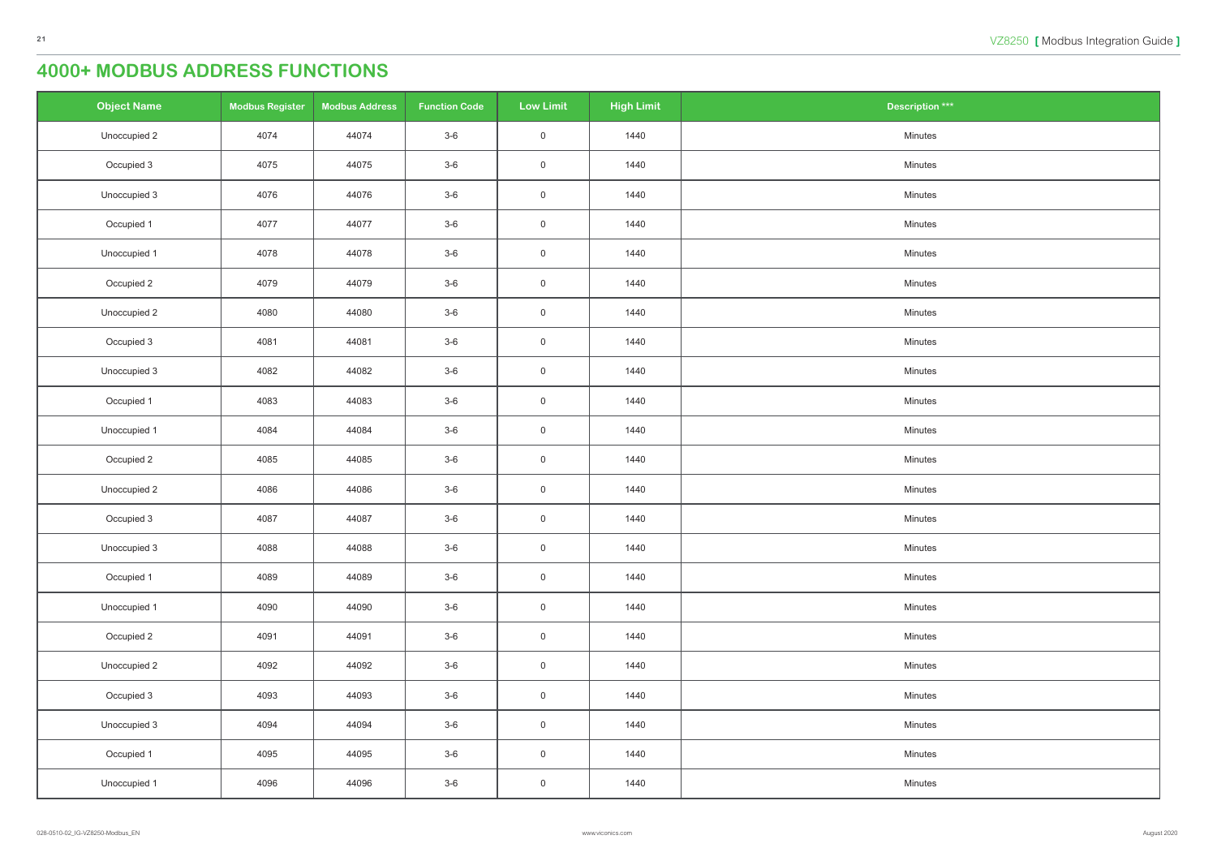# 4000+ MODBUS ADDRESS FUNCTIONS

| Object Name | Modbus Register | Modbus Address | Function Code | Low Limit | High Limit | Description *** |
|---|---|---|---|---|---|---|
| Unoccupied 2 | 4074 | 44074 | 3-6 | 0 | 1440 | Minutes |
| Occupied 3 | 4075 | 44075 | 3-6 | 0 | 1440 | Minutes |
| Unoccupied 3 | 4076 | 44076 | 3-6 | 0 | 1440 | Minutes |
| Occupied 1 | 4077 | 44077 | 3-6 | 0 | 1440 | Minutes |
| Unoccupied 1 | 4078 | 44078 | 3-6 | 0 | 1440 | Minutes |
| Occupied 2 | 4079 | 44079 | 3-6 | 0 | 1440 | Minutes |
| Unoccupied 2 | 4080 | 44080 | 3-6 | 0 | 1440 | Minutes |
| Occupied 3 | 4081 | 44081 | 3-6 | 0 | 1440 | Minutes |
| Unoccupied 3 | 4082 | 44082 | 3-6 | 0 | 1440 | Minutes |
| Occupied 1 | 4083 | 44083 | 3-6 | 0 | 1440 | Minutes |
| Unoccupied 1 | 4084 | 44084 | 3-6 | 0 | 1440 | Minutes |
| Occupied 2 | 4085 | 44085 | 3-6 | 0 | 1440 | Minutes |
| Unoccupied 2 | 4086 | 44086 | 3-6 | 0 | 1440 | Minutes |
| Occupied 3 | 4087 | 44087 | 3-6 | 0 | 1440 | Minutes |
| Unoccupied 3 | 4088 | 44088 | 3-6 | 0 | 1440 | Minutes |
| Occupied 1 | 4089 | 44089 | 3-6 | 0 | 1440 | Minutes |
| Unoccupied 1 | 4090 | 44090 | 3-6 | 0 | 1440 | Minutes |
| Occupied 2 | 4091 | 44091 | 3-6 | 0 | 1440 | Minutes |
| Unoccupied 2 | 4092 | 44092 | 3-6 | 0 | 1440 | Minutes |
| Occupied 3 | 4093 | 44093 | 3-6 | 0 | 1440 | Minutes |
| Unoccupied 3 | 4094 | 44094 | 3-6 | 0 | 1440 | Minutes |
| Occupied 1 | 4095 | 44095 | 3-6 | 0 | 1440 | Minutes |
| Unoccupied 1 | 4096 | 44096 | 3-6 | 0 | 1440 | Minutes |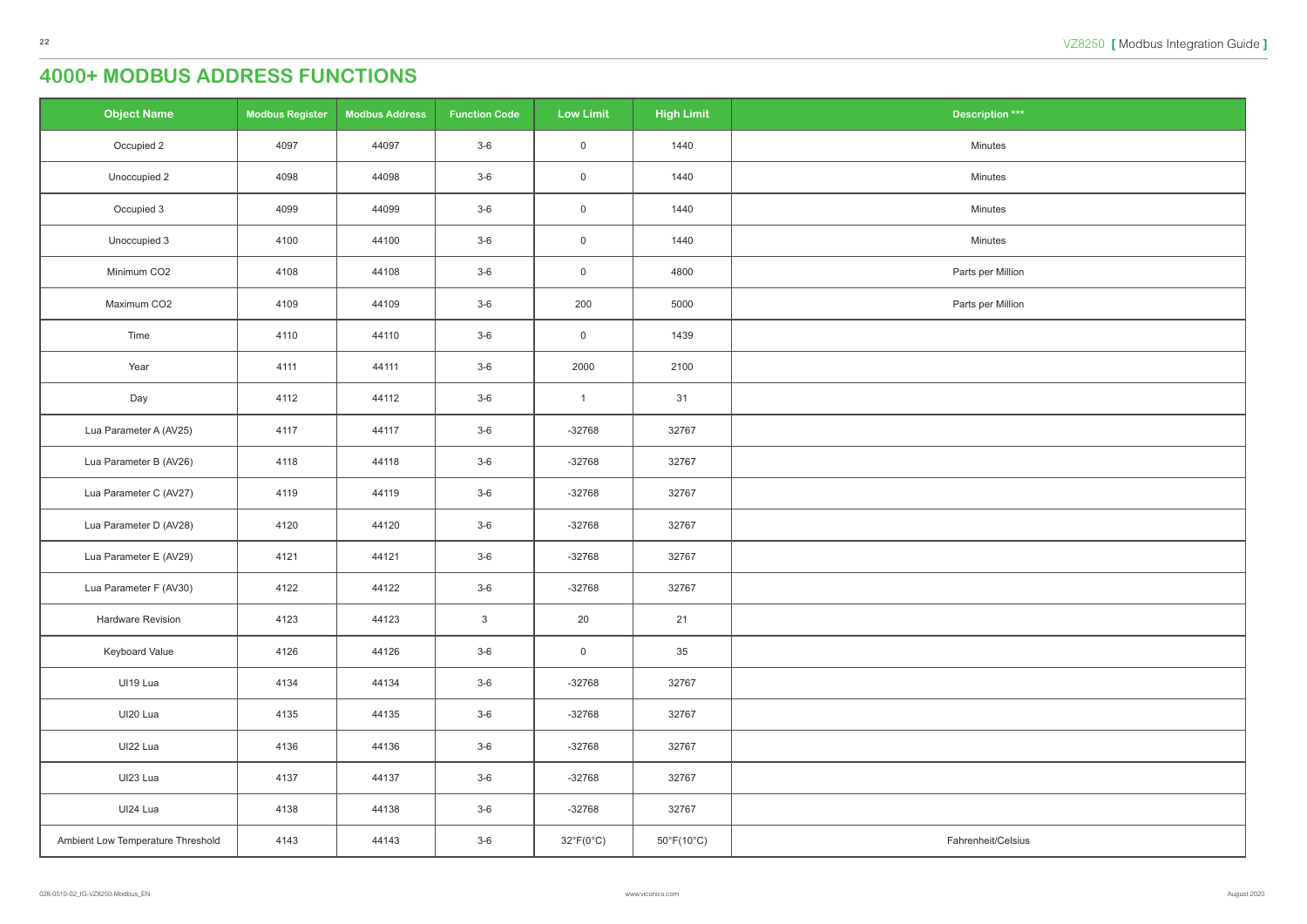# 4000+ MODBUS ADDRESS FUNCTIONS

| Object Name | Modbus Register | Modbus Address | Function Code | Low Limit | High Limit | Description *** |
|---|---|---|---|---|---|---|
| Occupied 2 | 4097 | 44097 | 3-6 | 0 | 1440 | Minutes |
| Unoccupied 2 | 4098 | 44098 | 3-6 | 0 | 1440 | Minutes |
| Occupied 3 | 4099 | 44099 | 3-6 | 0 | 1440 | Minutes |
| Unoccupied 3 | 4100 | 44100 | 3-6 | 0 | 1440 | Minutes |
| Minimum CO2 | 4108 | 44108 | 3-6 | 0 | 4800 | Parts per Million |
| Maximum CO2 | 4109 | 44109 | 3-6 | 200 | 5000 | Parts per Million |
| Time | 4110 | 44110 | 3-6 | 0 | 1439 | |
| Year | 4111 | 44111 | 3-6 | 2000 | 2100 | |
| Day | 4112 | 44112 | 3-6 | 1 | 31 | |
| Lua Parameter A (AV25) | 4117 | 44117 | 3-6 | -32768 | 32767 | |
| Lua Parameter B (AV26) | 4118 | 44118 | 3-6 | -32768 | 32767 | |
| Lua Parameter C (AV27) | 4119 | 44119 | 3-6 | -32768 | 32767 | |
| Lua Parameter D (AV28) | 4120 | 44120 | 3-6 | -32768 | 32767 | |
| Lua Parameter E (AV29) | 4121 | 44121 | 3-6 | -32768 | 32767 | |
| Lua Parameter F (AV30) | 4122 | 44122 | 3-6 | -32768 | 32767 | |
| Hardware Revision | 4123 | 44123 | 3 | 20 | 21 | |
| Keyboard Value | 4126 | 44126 | 3-6 | 0 | 35 | |
| UI19 Lua | 4134 | 44134 | 3-6 | -32768 | 32767 | |
| UI20 Lua | 4135 | 44135 | 3-6 | -32768 | 32767 | |
| UI22 Lua | 4136 | 44136 | 3-6 | -32768 | 32767 | |
| UI23 Lua | 4137 | 44137 | 3-6 | -32768 | 32767 | |
| UI24 Lua | 4138 | 44138 | 3-6 | -32768 | 32767 | |
| Ambient Low Temperature Threshold | 4143 | 44143 | 3-6 | 32°F(0°C) | 50°F(10°C) | Fahrenheit/Celsius |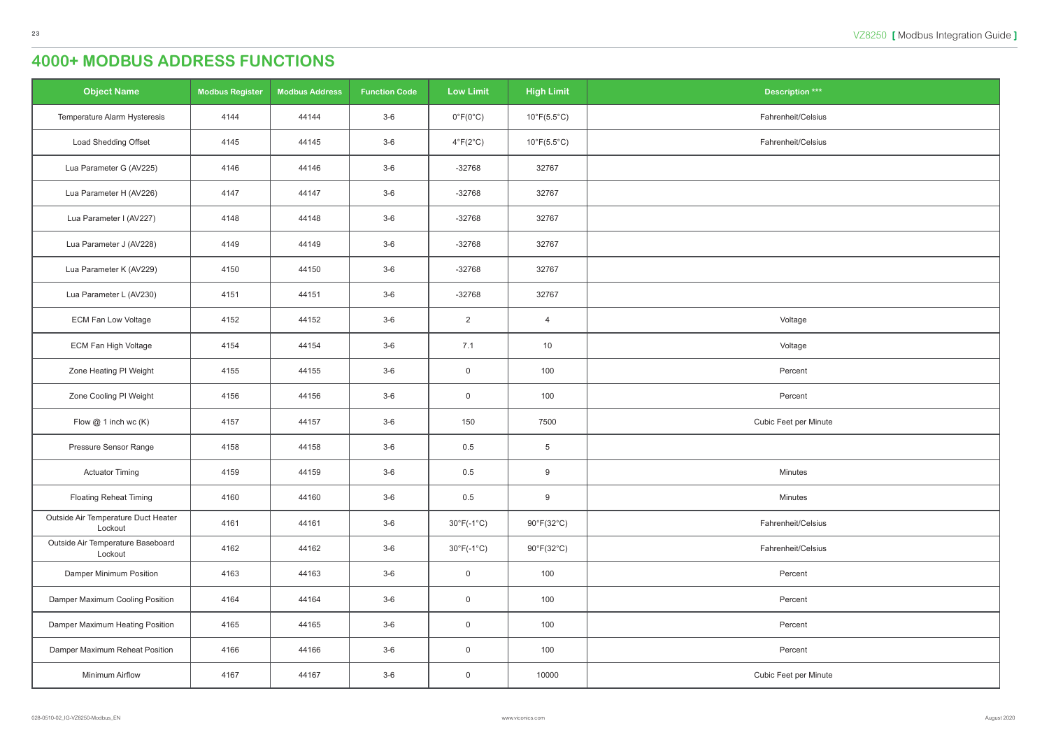# 4000+ MODBUS ADDRESS FUNCTIONS

| Object Name | Modbus Register | Modbus Address | Function Code | Low Limit | High Limit | Description *** |
|---|---|---|---|---|---|---|
| Temperature Alarm Hysteresis | 4144 | 44144 | 3-6 | 0°F(0°C) | 10°F(5.5°C) | Fahrenheit/Celsius |
| Load Shedding Offset | 4145 | 44145 | 3-6 | 4°F(2°C) | 10°F(5.5°C) | Fahrenheit/Celsius |
| Lua Parameter G (AV225) | 4146 | 44146 | 3-6 | -32768 | 32767 | |
| Lua Parameter H (AV226) | 4147 | 44147 | 3-6 | -32768 | 32767 | |
| Lua Parameter I (AV227) | 4148 | 44148 | 3-6 | -32768 | 32767 | |
| Lua Parameter J (AV228) | 4149 | 44149 | 3-6 | -32768 | 32767 | |
| Lua Parameter K (AV229) | 4150 | 44150 | 3-6 | -32768 | 32767 | |
| Lua Parameter L (AV230) | 4151 | 44151 | 3-6 | -32768 | 32767 | |
| ECM Fan Low Voltage | 4152 | 44152 | 3-6 | 2 | 4 | Voltage |
| ECM Fan High Voltage | 4154 | 44154 | 3-6 | 7.1 | 10 | Voltage |
| Zone Heating PI Weight | 4155 | 44155 | 3-6 | 0 | 100 | Percent |
| Zone Cooling PI Weight | 4156 | 44156 | 3-6 | 0 | 100 | Percent |
| Flow @ 1 inch wc (K) | 4157 | 44157 | 3-6 | 150 | 7500 | Cubic Feet per Minute |
| Pressure Sensor Range | 4158 | 44158 | 3-6 | 0.5 | 5 | |
| Actuator Timing | 4159 | 44159 | 3-6 | 0.5 | 9 | Minutes |
| Floating Reheat Timing | 4160 | 44160 | 3-6 | 0.5 | 9 | Minutes |
| Outside Air Temperature Duct Heater Lockout | 4161 | 44161 | 3-6 | 30°F(-1°C) | 90°F(32°C) | Fahrenheit/Celsius |
| Outside Air Temperature Baseboard Lockout | 4162 | 44162 | 3-6 | 30°F(-1°C) | 90°F(32°C) | Fahrenheit/Celsius |
| Damper Minimum Position | 4163 | 44163 | 3-6 | 0 | 100 | Percent |
| Damper Maximum Cooling Position | 4164 | 44164 | 3-6 | 0 | 100 | Percent |
| Damper Maximum Heating Position | 4165 | 44165 | 3-6 | 0 | 100 | Percent |
| Damper Maximum Reheat Position | 4166 | 44166 | 3-6 | 0 | 100 | Percent |
| Minimum Airflow | 4167 | 44167 | 3-6 | 0 | 10000 | Cubic Feet per Minute |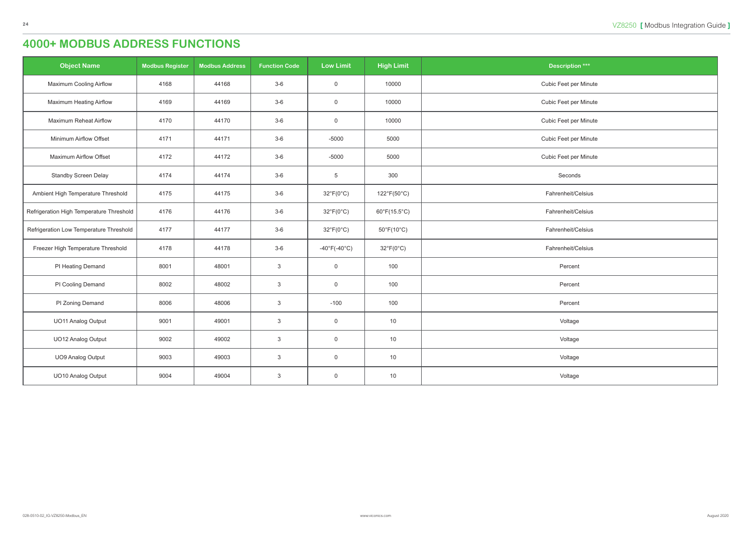# 4000+ MODBUS ADDRESS FUNCTIONS

| Object Name | Modbus Register | Modbus Address | Function Code | Low Limit | High Limit | Description *** |
|---|---|---|---|---|---|---|
| Maximum Cooling Airflow | 4168 | 44168 | 3-6 | 0 | 10000 | Cubic Feet per Minute |
| Maximum Heating Airflow | 4169 | 44169 | 3-6 | 0 | 10000 | Cubic Feet per Minute |
| Maximum Reheat Airflow | 4170 | 44170 | 3-6 | 0 | 10000 | Cubic Feet per Minute |
| Minimum Airflow Offset | 4171 | 44171 | 3-6 | -5000 | 5000 | Cubic Feet per Minute |
| Maximum Airflow Offset | 4172 | 44172 | 3-6 | -5000 | 5000 | Cubic Feet per Minute |
| Standby Screen Delay | 4174 | 44174 | 3-6 | 5 | 300 | Seconds |
| Ambient High Temperature Threshold | 4175 | 44175 | 3-6 | 32°F(0°C) | 122°F(50°C) | Fahrenheit/Celsius |
| Refrigeration High Temperature Threshold | 4176 | 44176 | 3-6 | 32°F(0°C) | 60°F(15.5°C) | Fahrenheit/Celsius |
| Refrigeration Low Temperature Threshold | 4177 | 44177 | 3-6 | 32°F(0°C) | 50°F(10°C) | Fahrenheit/Celsius |
| Freezer High Temperature Threshold | 4178 | 44178 | 3-6 | -40°F(-40°C) | 32°F(0°C) | Fahrenheit/Celsius |
| PI Heating Demand | 8001 | 48001 | 3 | 0 | 100 | Percent |
| PI Cooling Demand | 8002 | 48002 | 3 | 0 | 100 | Percent |
| PI Zoning Demand | 8006 | 48006 | 3 | -100 | 100 | Percent |
| UO11 Analog Output | 9001 | 49001 | 3 | 0 | 10 | Voltage |
| UO12 Analog Output | 9002 | 49002 | 3 | 0 | 10 | Voltage |
| UO9 Analog Output | 9003 | 49003 | 3 | 0 | 10 | Voltage |
| UO10 Analog Output | 9004 | 49004 | 3 | 0 | 10 | Voltage |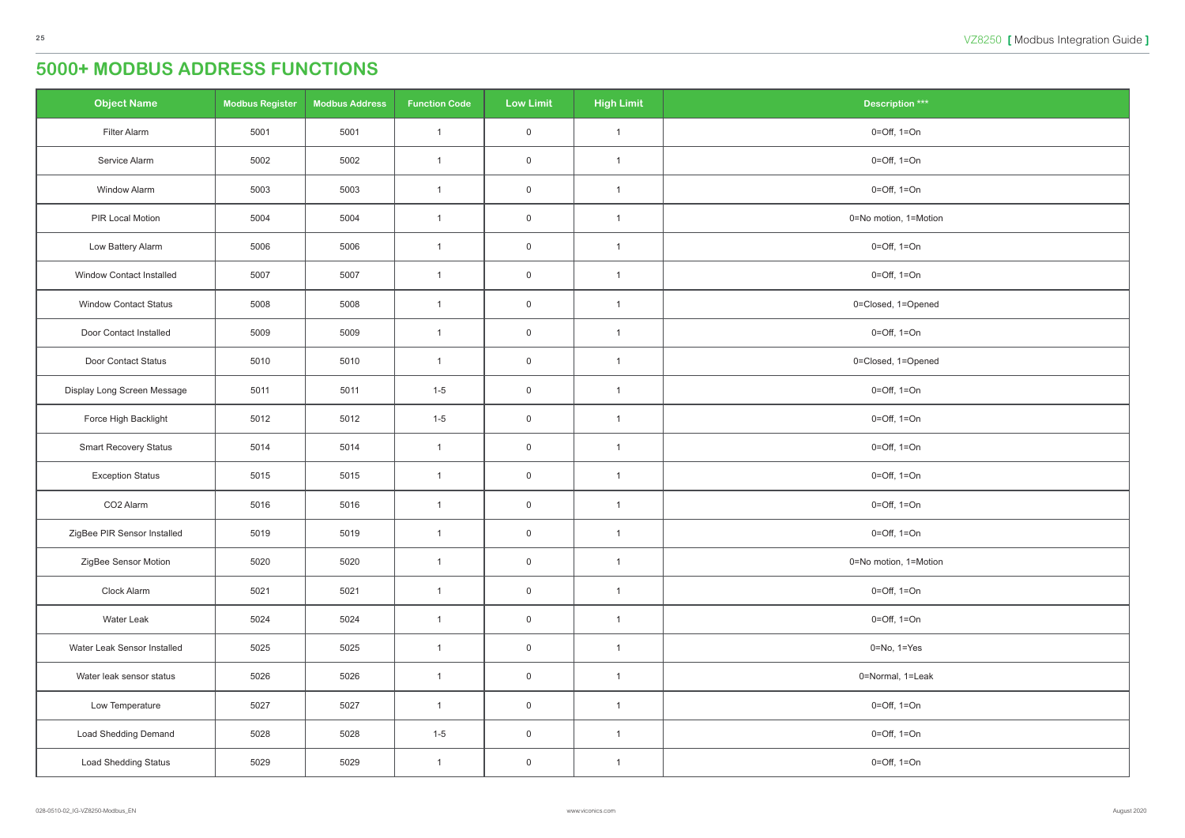# 5000+ MODBUS ADDRESS FUNCTIONS

| Object Name | Modbus Register | Modbus Address | Function Code | Low Limit | High Limit | Description *** |
|---|---|---|---|---|---|---|
| Filter Alarm | 5001 | 5001 | 1 | 0 | 1 | 0=Off, 1=On |
| Service Alarm | 5002 | 5002 | 1 | 0 | 1 | 0=Off, 1=On |
| Window Alarm | 5003 | 5003 | 1 | 0 | 1 | 0=Off, 1=On |
| PIR Local Motion | 5004 | 5004 | 1 | 0 | 1 | 0=No motion, 1=Motion |
| Low Battery Alarm | 5006 | 5006 | 1 | 0 | 1 | 0=Off, 1=On |
| Window Contact Installed | 5007 | 5007 | 1 | 0 | 1 | 0=Off, 1=On |
| Window Contact Status | 5008 | 5008 | 1 | 0 | 1 | 0=Closed, 1=Opened |
| Door Contact Installed | 5009 | 5009 | 1 | 0 | 1 | 0=Off, 1=On |
| Door Contact Status | 5010 | 5010 | 1 | 0 | 1 | 0=Closed, 1=Opened |
| Display Long Screen Message | 5011 | 5011 | 1-5 | 0 | 1 | 0=Off, 1=On |
| Force High Backlight | 5012 | 5012 | 1-5 | 0 | 1 | 0=Off, 1=On |
| Smart Recovery Status | 5014 | 5014 | 1 | 0 | 1 | 0=Off, 1=On |
| Exception Status | 5015 | 5015 | 1 | 0 | 1 | 0=Off, 1=On |
| CO2 Alarm | 5016 | 5016 | 1 | 0 | 1 | 0=Off, 1=On |
| ZigBee PIR Sensor Installed | 5019 | 5019 | 1 | 0 | 1 | 0=Off, 1=On |
| ZigBee Sensor Motion | 5020 | 5020 | 1 | 0 | 1 | 0=No motion, 1=Motion |
| Clock Alarm | 5021 | 5021 | 1 | 0 | 1 | 0=Off, 1=On |
| Water Leak | 5024 | 5024 | 1 | 0 | 1 | 0=Off, 1=On |
| Water Leak Sensor Installed | 5025 | 5025 | 1 | 0 | 1 | 0=No, 1=Yes |
| Water leak sensor status | 5026 | 5026 | 1 | 0 | 1 | 0=Normal, 1=Leak |
| Low Temperature | 5027 | 5027 | 1 | 0 | 1 | 0=Off, 1=On |
| Load Shedding Demand | 5028 | 5028 | 1-5 | 0 | 1 | 0=Off, 1=On |
| Load Shedding Status | 5029 | 5029 | 1 | 0 | 1 | 0=Off, 1=On |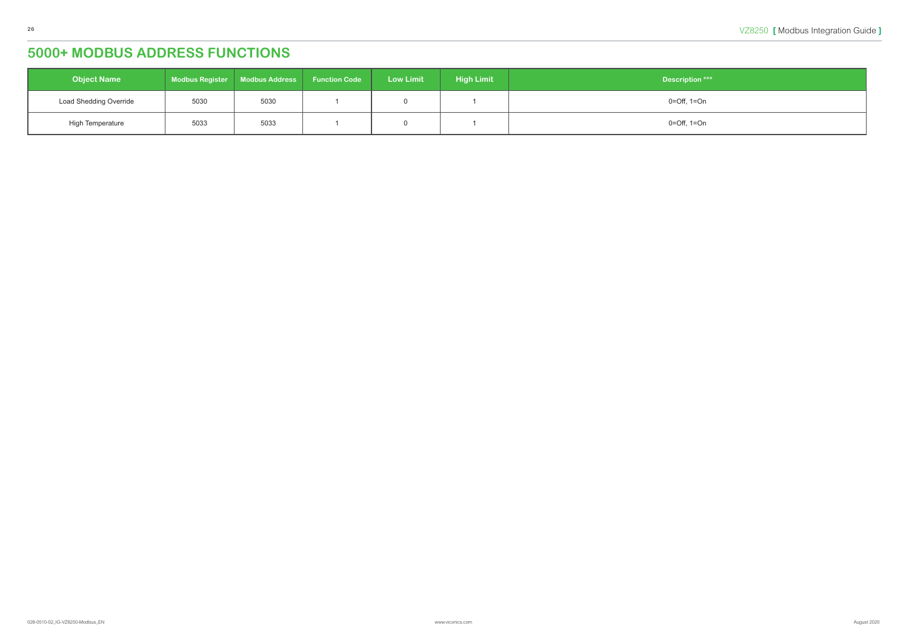# 5000+ MODBUS ADDRESS FUNCTIONS

| Object Name | Modbus Register | Modbus Address | Function Code | Low Limit | High Limit | Description *** |
|---|---|---|---|---|---|---|
| Load Shedding Override | 5030 | 5030 | 1 | 0 | 1 | 0=Off, 1=On |
| High Temperature | 5033 | 5033 | 1 | 0 | 1 | 0=Off, 1=On |